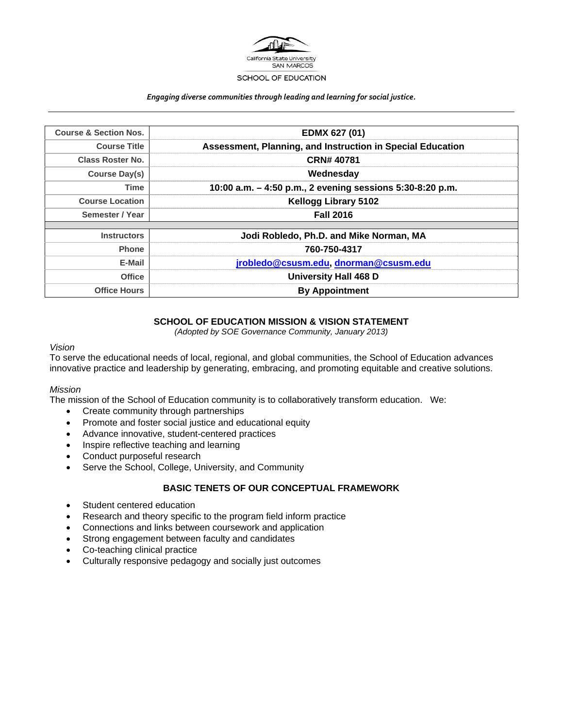California State University
SAN MARCOS
SCHOOL OF EDUCATION

*Engaging diverse communities through leading and learning for social justice.*

| Course & Section Nos. | EDMX 627 (01) |
|---|---|
| Course Title | Assessment, Planning, and Instruction in Special Education |
| Class Roster No. | CRN# 40781 |
| Course Day(s) | Wednesday |
| Time | 10:00 a.m. – 4:50 p.m., 2 evening sessions 5:30-8:20 p.m. |
| Course Location | Kellogg Library 5102 |
| Semester / Year | Fall 2016 |
| | |
| Instructors | Jodi Robledo, Ph.D. and Mike Norman, MA |
| Phone | 760-750-4317 |
| E-Mail | jrobledo@csusm.edu, dnorman@csusm.edu |
| Office | University Hall 468 D |
| Office Hours | By Appointment |

## SCHOOL OF EDUCATION MISSION & VISION STATEMENT

*(Adopted by SOE Governance Community, January 2013)*

*Vision*

To serve the educational needs of local, regional, and global communities, the School of Education advances innovative practice and leadership by generating, embracing, and promoting equitable and creative solutions.

*Mission*

The mission of the School of Education community is to collaboratively transform education. We:

- Create community through partnerships
- Promote and foster social justice and educational equity
- Advance innovative, student-centered practices
- Inspire reflective teaching and learning
- Conduct purposeful research
- Serve the School, College, University, and Community

## BASIC TENETS OF OUR CONCEPTUAL FRAMEWORK

- Student centered education
- Research and theory specific to the program field inform practice
- Connections and links between coursework and application
- Strong engagement between faculty and candidates
- Co-teaching clinical practice
- Culturally responsive pedagogy and socially just outcomes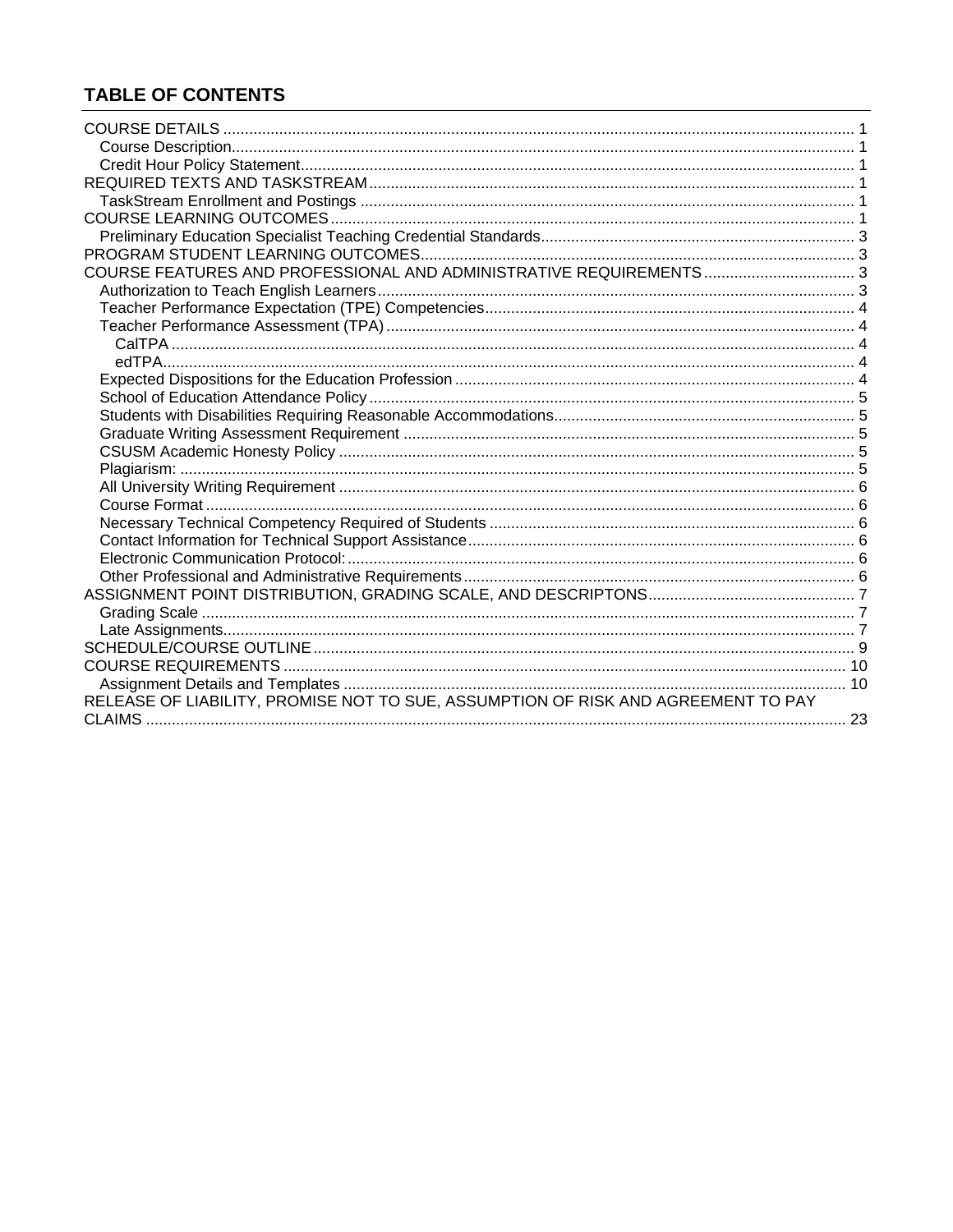## TABLE OF CONTENTS

- COURSE DETAILS ........ 1
  - Course Description ........ 1
  - Credit Hour Policy Statement ........ 1
- REQUIRED TEXTS AND TASKSTREAM ........ 1
  - TaskStream Enrollment and Postings ........ 1
- COURSE LEARNING OUTCOMES ........ 1
  - Preliminary Education Specialist Teaching Credential Standards ........ 3
- PROGRAM STUDENT LEARNING OUTCOMES ........ 3
- COURSE FEATURES AND PROFESSIONAL AND ADMINISTRATIVE REQUIREMENTS ........ 3
  - Authorization to Teach English Learners ........ 3
  - Teacher Performance Expectation (TPE) Competencies ........ 4
  - Teacher Performance Assessment (TPA) ........ 4
    - CalTPA ........ 4
    - edTPA ........ 4
  - Expected Dispositions for the Education Profession ........ 4
  - School of Education Attendance Policy ........ 5
  - Students with Disabilities Requiring Reasonable Accommodations ........ 5
  - Graduate Writing Assessment Requirement ........ 5
  - CSUSM Academic Honesty Policy ........ 5
  - Plagiarism: ........ 5
  - All University Writing Requirement ........ 6
  - Course Format ........ 6
  - Necessary Technical Competency Required of Students ........ 6
  - Contact Information for Technical Support Assistance ........ 6
  - Electronic Communication Protocol: ........ 6
  - Other Professional and Administrative Requirements ........ 6
- ASSIGNMENT POINT DISTRIBUTION, GRADING SCALE, AND DESCRIPTONS ........ 7
  - Grading Scale ........ 7
  - Late Assignments ........ 7
- SCHEDULE/COURSE OUTLINE ........ 9
- COURSE REQUIREMENTS ........ 10
  - Assignment Details and Templates ........ 10
- RELEASE OF LIABILITY, PROMISE NOT TO SUE, ASSUMPTION OF RISK AND AGREEMENT TO PAY CLAIMS ........ 23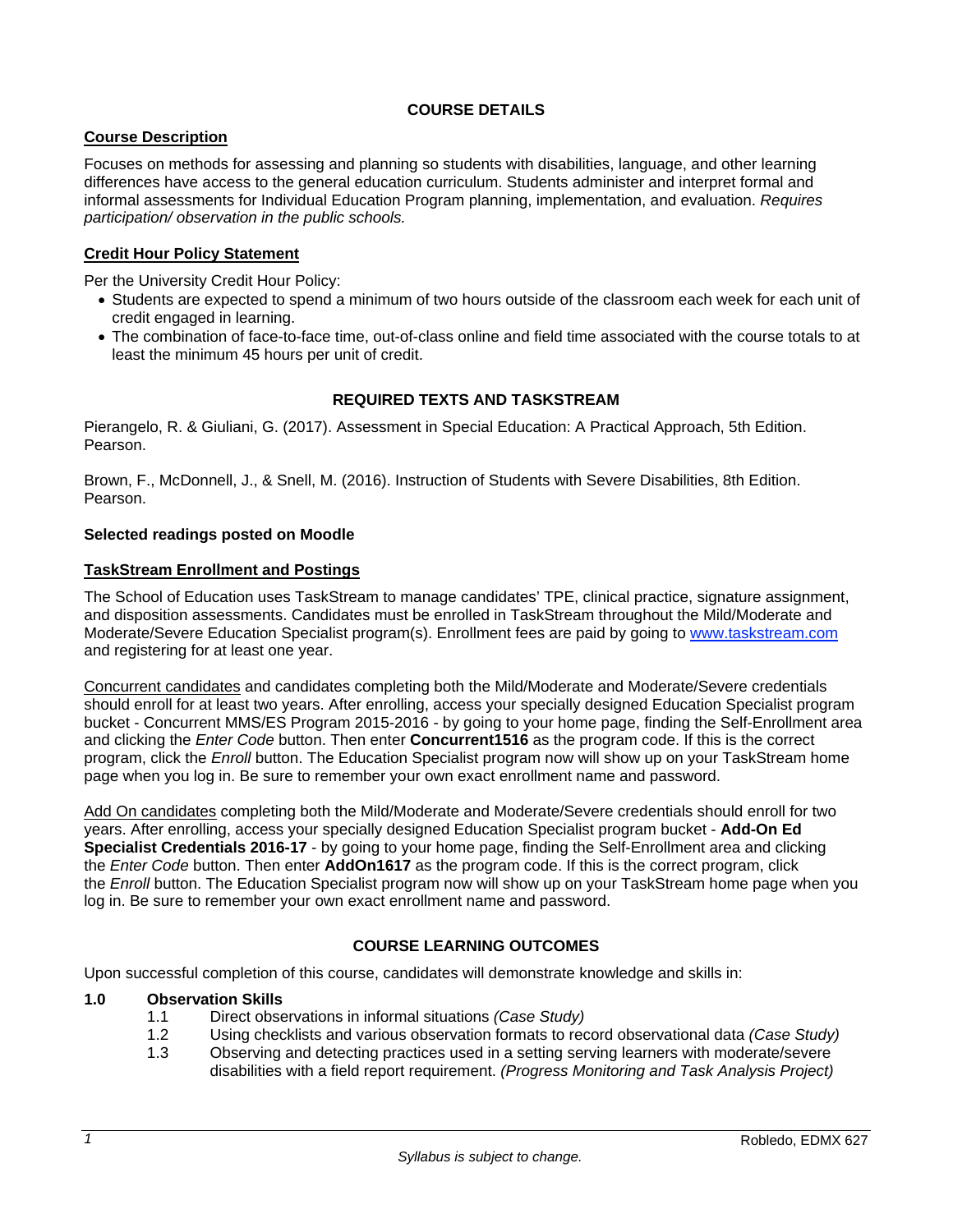## COURSE DETAILS

### Course Description

Focuses on methods for assessing and planning so students with disabilities, language, and other learning differences have access to the general education curriculum. Students administer and interpret formal and informal assessments for Individual Education Program planning, implementation, and evaluation. *Requires participation/ observation in the public schools.*

### Credit Hour Policy Statement

Per the University Credit Hour Policy:

- Students are expected to spend a minimum of two hours outside of the classroom each week for each unit of credit engaged in learning.
- The combination of face-to-face time, out-of-class online and field time associated with the course totals to at least the minimum 45 hours per unit of credit.

## REQUIRED TEXTS AND TASKSTREAM

Pierangelo, R. & Giuliani, G. (2017). Assessment in Special Education: A Practical Approach, 5th Edition. Pearson.

Brown, F., McDonnell, J., & Snell, M. (2016). Instruction of Students with Severe Disabilities, 8th Edition. Pearson.

**Selected readings posted on Moodle**

### TaskStream Enrollment and Postings

The School of Education uses TaskStream to manage candidates' TPE, clinical practice, signature assignment, and disposition assessments. Candidates must be enrolled in TaskStream throughout the Mild/Moderate and Moderate/Severe Education Specialist program(s). Enrollment fees are paid by going to [www.taskstream.com](http://www.taskstream.com) and registering for at least one year.

Concurrent candidates and candidates completing both the Mild/Moderate and Moderate/Severe credentials should enroll for at least two years. After enrolling, access your specially designed Education Specialist program bucket - Concurrent MMS/ES Program 2015-2016 - by going to your home page, finding the Self-Enrollment area and clicking the *Enter Code* button. Then enter **Concurrent1516** as the program code. If this is the correct program, click the *Enroll* button. The Education Specialist program now will show up on your TaskStream home page when you log in. Be sure to remember your own exact enrollment name and password.

Add On candidates completing both the Mild/Moderate and Moderate/Severe credentials should enroll for two years. After enrolling, access your specially designed Education Specialist program bucket - **Add-On Ed Specialist Credentials 2016-17** - by going to your home page, finding the Self-Enrollment area and clicking the *Enter Code* button. Then enter **AddOn1617** as the program code. If this is the correct program, click the *Enroll* button. The Education Specialist program now will show up on your TaskStream home page when you log in. Be sure to remember your own exact enrollment name and password.

## COURSE LEARNING OUTCOMES

Upon successful completion of this course, candidates will demonstrate knowledge and skills in:

**1.0 Observation Skills**

- 1.1 Direct observations in informal situations *(Case Study)*
- 1.2 Using checklists and various observation formats to record observational data *(Case Study)*
- 1.3 Observing and detecting practices used in a setting serving learners with moderate/severe disabilities with a field report requirement. *(Progress Monitoring and Task Analysis Project)*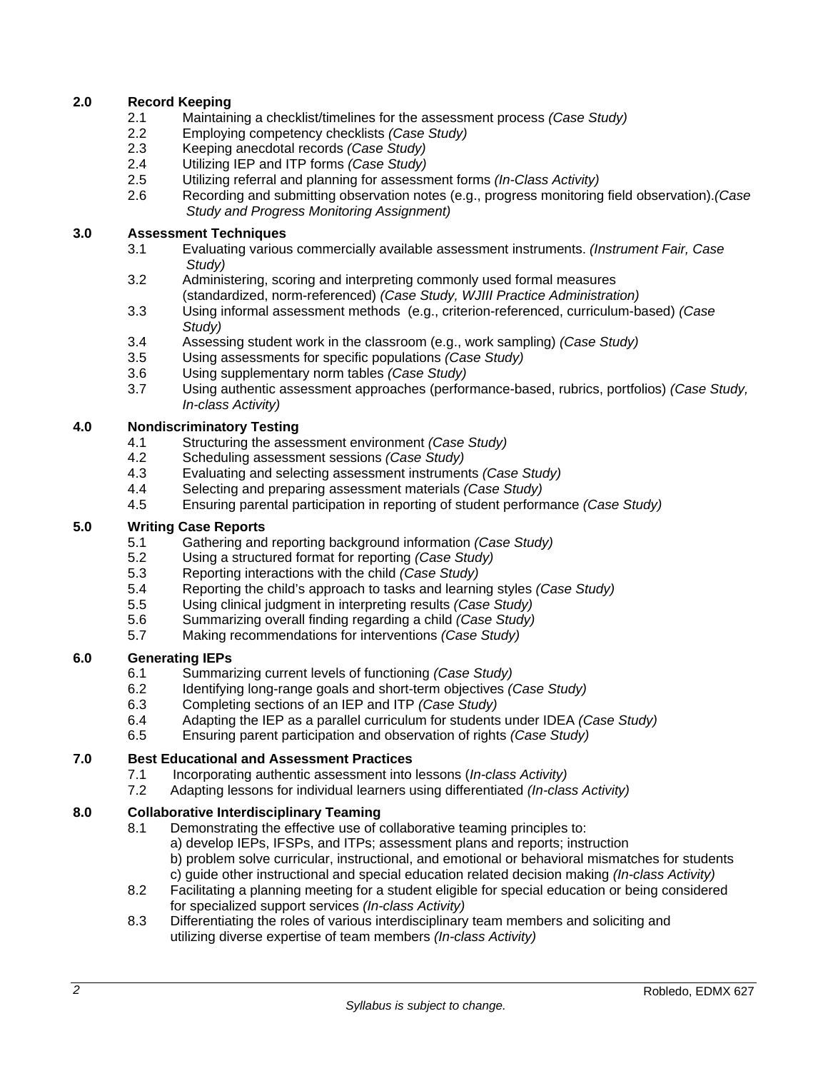**2.0 Record Keeping**

- 2.1 Maintaining a checklist/timelines for the assessment process *(Case Study)*
- 2.2 Employing competency checklists *(Case Study)*
- 2.3 Keeping anecdotal records *(Case Study)*
- 2.4 Utilizing IEP and ITP forms *(Case Study)*
- 2.5 Utilizing referral and planning for assessment forms *(In-Class Activity)*
- 2.6 Recording and submitting observation notes (e.g., progress monitoring field observation).*(Case Study and Progress Monitoring Assignment)*

**3.0 Assessment Techniques**

- 3.1 Evaluating various commercially available assessment instruments. *(Instrument Fair, Case Study)*
- 3.2 Administering, scoring and interpreting commonly used formal measures (standardized, norm-referenced) *(Case Study, WJIII Practice Administration)*
- 3.3 Using informal assessment methods (e.g., criterion-referenced, curriculum-based) *(Case Study)*
- 3.4 Assessing student work in the classroom (e.g., work sampling) *(Case Study)*
- 3.5 Using assessments for specific populations *(Case Study)*
- 3.6 Using supplementary norm tables *(Case Study)*
- 3.7 Using authentic assessment approaches (performance-based, rubrics, portfolios) *(Case Study, In-class Activity)*

**4.0 Nondiscriminatory Testing**

- 4.1 Structuring the assessment environment *(Case Study)*
- 4.2 Scheduling assessment sessions *(Case Study)*
- 4.3 Evaluating and selecting assessment instruments *(Case Study)*
- 4.4 Selecting and preparing assessment materials *(Case Study)*
- 4.5 Ensuring parental participation in reporting of student performance *(Case Study)*

**5.0 Writing Case Reports**

- 5.1 Gathering and reporting background information *(Case Study)*
- 5.2 Using a structured format for reporting *(Case Study)*
- 5.3 Reporting interactions with the child *(Case Study)*
- 5.4 Reporting the child's approach to tasks and learning styles *(Case Study)*
- 5.5 Using clinical judgment in interpreting results *(Case Study)*
- 5.6 Summarizing overall finding regarding a child *(Case Study)*
- 5.7 Making recommendations for interventions *(Case Study)*

**6.0 Generating IEPs**

- 6.1 Summarizing current levels of functioning *(Case Study)*
- 6.2 Identifying long-range goals and short-term objectives *(Case Study)*
- 6.3 Completing sections of an IEP and ITP *(Case Study)*
- 6.4 Adapting the IEP as a parallel curriculum for students under IDEA *(Case Study)*
- 6.5 Ensuring parent participation and observation of rights *(Case Study)*

**7.0 Best Educational and Assessment Practices**

- 7.1 Incorporating authentic assessment into lessons (*In-class Activity)*
- 7.2 Adapting lessons for individual learners using differentiated *(In-class Activity)*

**8.0 Collaborative Interdisciplinary Teaming**

- 8.1 Demonstrating the effective use of collaborative teaming principles to:
  a) develop IEPs, IFSPs, and ITPs; assessment plans and reports; instruction
  b) problem solve curricular, instructional, and emotional or behavioral mismatches for students
  c) guide other instructional and special education related decision making *(In-class Activity)*
- 8.2 Facilitating a planning meeting for a student eligible for special education or being considered for specialized support services *(In-class Activity)*
- 8.3 Differentiating the roles of various interdisciplinary team members and soliciting and utilizing diverse expertise of team members *(In-class Activity)*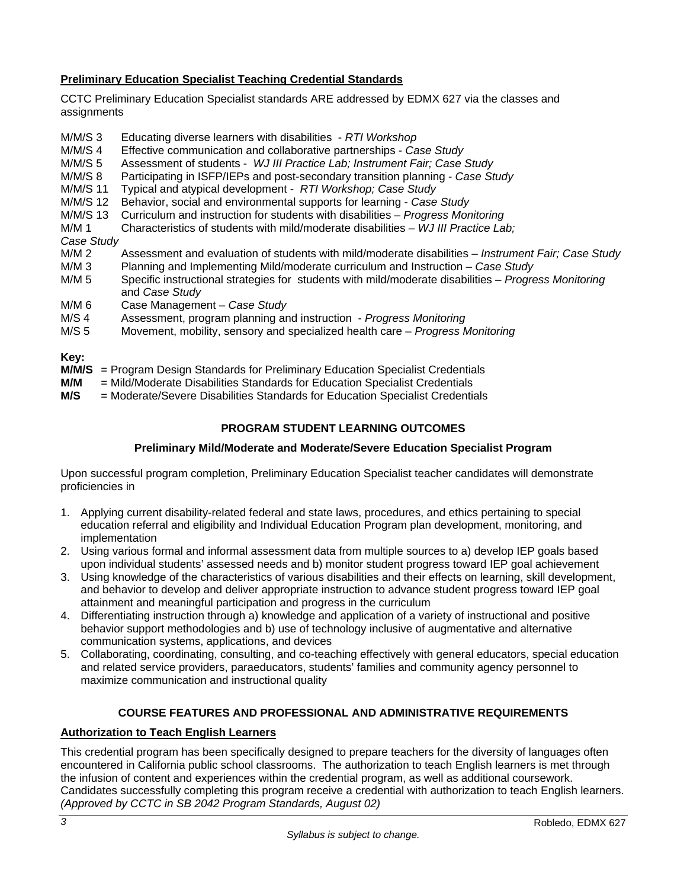**Preliminary Education Specialist Teaching Credential Standards**

CCTC Preliminary Education Specialist standards ARE addressed by EDMX 627 via the classes and assignments

- M/M/S 3 Educating diverse learners with disabilities - *RTI Workshop*
- M/M/S 4 Effective communication and collaborative partnerships - *Case Study*
- M/M/S 5 Assessment of students - *WJ III Practice Lab; Instrument Fair; Case Study*
- M/M/S 8 Participating in ISFP/IEPs and post-secondary transition planning - *Case Study*
- M/M/S 11 Typical and atypical development - *RTI Workshop; Case Study*
- M/M/S 12 Behavior, social and environmental supports for learning - *Case Study*
- M/M/S 13 Curriculum and instruction for students with disabilities – *Progress Monitoring*
- M/M 1 Characteristics of students with mild/moderate disabilities – *WJ III Practice Lab; Case Study*
- M/M 2 Assessment and evaluation of students with mild/moderate disabilities – *Instrument Fair; Case Study*
- M/M 3 Planning and Implementing Mild/moderate curriculum and Instruction – *Case Study*
- M/M 5 Specific instructional strategies for students with mild/moderate disabilities – *Progress Monitoring* and *Case Study*
- M/M 6 Case Management – *Case Study*
- M/S 4 Assessment, program planning and instruction - *Progress Monitoring*
- M/S 5 Movement, mobility, sensory and specialized health care – *Progress Monitoring*

**Key:**
**M/M/S** = Program Design Standards for Preliminary Education Specialist Credentials
**M/M** = Mild/Moderate Disabilities Standards for Education Specialist Credentials
**M/S** = Moderate/Severe Disabilities Standards for Education Specialist Credentials

## PROGRAM STUDENT LEARNING OUTCOMES

### Preliminary Mild/Moderate and Moderate/Severe Education Specialist Program

Upon successful program completion, Preliminary Education Specialist teacher candidates will demonstrate proficiencies in

1. Applying current disability-related federal and state laws, procedures, and ethics pertaining to special education referral and eligibility and Individual Education Program plan development, monitoring, and implementation
2. Using various formal and informal assessment data from multiple sources to a) develop IEP goals based upon individual students' assessed needs and b) monitor student progress toward IEP goal achievement
3. Using knowledge of the characteristics of various disabilities and their effects on learning, skill development, and behavior to develop and deliver appropriate instruction to advance student progress toward IEP goal attainment and meaningful participation and progress in the curriculum
4. Differentiating instruction through a) knowledge and application of a variety of instructional and positive behavior support methodologies and b) use of technology inclusive of augmentative and alternative communication systems, applications, and devices
5. Collaborating, coordinating, consulting, and co-teaching effectively with general educators, special education and related service providers, paraeducators, students' families and community agency personnel to maximize communication and instructional quality

## COURSE FEATURES AND PROFESSIONAL AND ADMINISTRATIVE REQUIREMENTS

**Authorization to Teach English Learners**

This credential program has been specifically designed to prepare teachers for the diversity of languages often encountered in California public school classrooms. The authorization to teach English learners is met through the infusion of content and experiences within the credential program, as well as additional coursework. Candidates successfully completing this program receive a credential with authorization to teach English learners. *(Approved by CCTC in SB 2042 Program Standards, August 02)*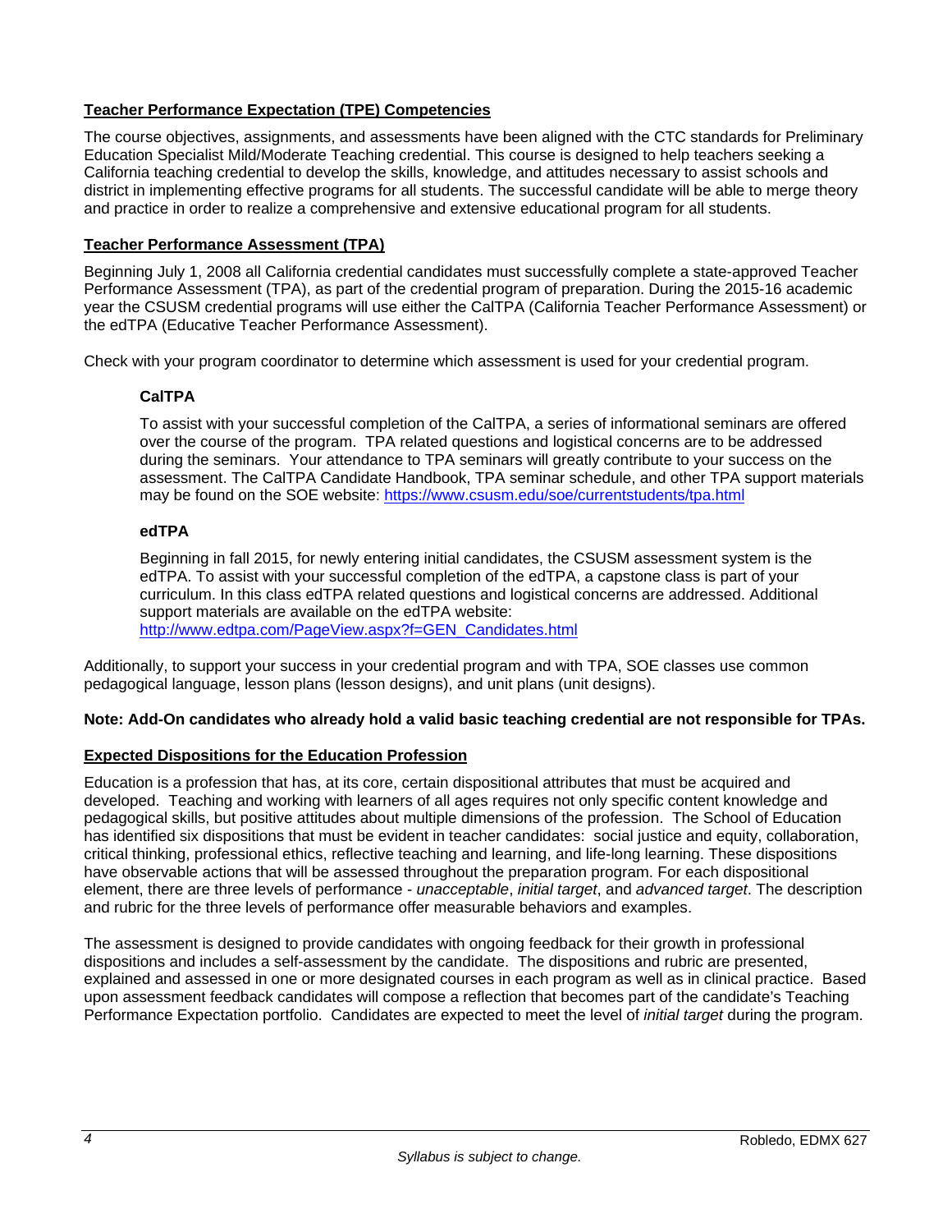## Teacher Performance Expectation (TPE) Competencies

The course objectives, assignments, and assessments have been aligned with the CTC standards for Preliminary Education Specialist Mild/Moderate Teaching credential. This course is designed to help teachers seeking a California teaching credential to develop the skills, knowledge, and attitudes necessary to assist schools and district in implementing effective programs for all students. The successful candidate will be able to merge theory and practice in order to realize a comprehensive and extensive educational program for all students.

## Teacher Performance Assessment (TPA)

Beginning July 1, 2008 all California credential candidates must successfully complete a state-approved Teacher Performance Assessment (TPA), as part of the credential program of preparation. During the 2015-16 academic year the CSUSM credential programs will use either the CalTPA (California Teacher Performance Assessment) or the edTPA (Educative Teacher Performance Assessment).

Check with your program coordinator to determine which assessment is used for your credential program.

### CalTPA

To assist with your successful completion of the CalTPA, a series of informational seminars are offered over the course of the program. TPA related questions and logistical concerns are to be addressed during the seminars. Your attendance to TPA seminars will greatly contribute to your success on the assessment. The CalTPA Candidate Handbook, TPA seminar schedule, and other TPA support materials may be found on the SOE website: https://www.csusm.edu/soe/currentstudents/tpa.html

### edTPA

Beginning in fall 2015, for newly entering initial candidates, the CSUSM assessment system is the edTPA. To assist with your successful completion of the edTPA, a capstone class is part of your curriculum. In this class edTPA related questions and logistical concerns are addressed. Additional support materials are available on the edTPA website: http://www.edtpa.com/PageView.aspx?f=GEN_Candidates.html

Additionally, to support your success in your credential program and with TPA, SOE classes use common pedagogical language, lesson plans (lesson designs), and unit plans (unit designs).

**Note: Add-On candidates who already hold a valid basic teaching credential are not responsible for TPAs.**

## Expected Dispositions for the Education Profession

Education is a profession that has, at its core, certain dispositional attributes that must be acquired and developed. Teaching and working with learners of all ages requires not only specific content knowledge and pedagogical skills, but positive attitudes about multiple dimensions of the profession. The School of Education has identified six dispositions that must be evident in teacher candidates: social justice and equity, collaboration, critical thinking, professional ethics, reflective teaching and learning, and life-long learning. These dispositions have observable actions that will be assessed throughout the preparation program. For each dispositional element, there are three levels of performance - *unacceptable*, *initial target*, and *advanced target*. The description and rubric for the three levels of performance offer measurable behaviors and examples.

The assessment is designed to provide candidates with ongoing feedback for their growth in professional dispositions and includes a self-assessment by the candidate. The dispositions and rubric are presented, explained and assessed in one or more designated courses in each program as well as in clinical practice. Based upon assessment feedback candidates will compose a reflection that becomes part of the candidate's Teaching Performance Expectation portfolio. Candidates are expected to meet the level of *initial target* during the program.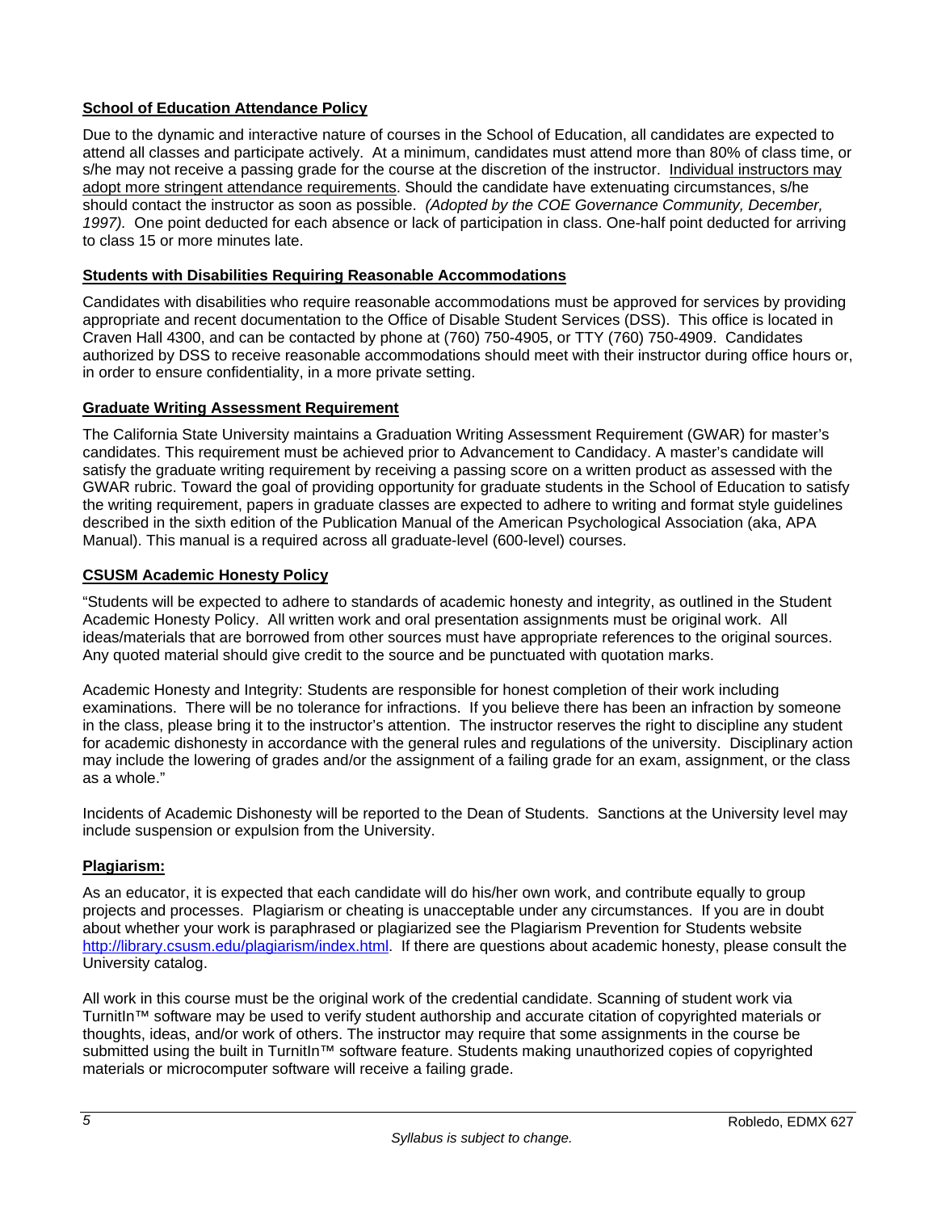## School of Education Attendance Policy

Due to the dynamic and interactive nature of courses in the School of Education, all candidates are expected to attend all classes and participate actively. At a minimum, candidates must attend more than 80% of class time, or s/he may not receive a passing grade for the course at the discretion of the instructor. Individual instructors may adopt more stringent attendance requirements. Should the candidate have extenuating circumstances, s/he should contact the instructor as soon as possible. *(Adopted by the COE Governance Community, December, 1997).* One point deducted for each absence or lack of participation in class. One-half point deducted for arriving to class 15 or more minutes late.

## Students with Disabilities Requiring Reasonable Accommodations

Candidates with disabilities who require reasonable accommodations must be approved for services by providing appropriate and recent documentation to the Office of Disable Student Services (DSS). This office is located in Craven Hall 4300, and can be contacted by phone at (760) 750-4905, or TTY (760) 750-4909. Candidates authorized by DSS to receive reasonable accommodations should meet with their instructor during office hours or, in order to ensure confidentiality, in a more private setting.

## Graduate Writing Assessment Requirement

The California State University maintains a Graduation Writing Assessment Requirement (GWAR) for master's candidates. This requirement must be achieved prior to Advancement to Candidacy. A master's candidate will satisfy the graduate writing requirement by receiving a passing score on a written product as assessed with the GWAR rubric. Toward the goal of providing opportunity for graduate students in the School of Education to satisfy the writing requirement, papers in graduate classes are expected to adhere to writing and format style guidelines described in the sixth edition of the Publication Manual of the American Psychological Association (aka, APA Manual). This manual is a required across all graduate-level (600-level) courses.

## CSUSM Academic Honesty Policy

"Students will be expected to adhere to standards of academic honesty and integrity, as outlined in the Student Academic Honesty Policy. All written work and oral presentation assignments must be original work. All ideas/materials that are borrowed from other sources must have appropriate references to the original sources. Any quoted material should give credit to the source and be punctuated with quotation marks.

Academic Honesty and Integrity: Students are responsible for honest completion of their work including examinations. There will be no tolerance for infractions. If you believe there has been an infraction by someone in the class, please bring it to the instructor's attention. The instructor reserves the right to discipline any student for academic dishonesty in accordance with the general rules and regulations of the university. Disciplinary action may include the lowering of grades and/or the assignment of a failing grade for an exam, assignment, or the class as a whole."

Incidents of Academic Dishonesty will be reported to the Dean of Students. Sanctions at the University level may include suspension or expulsion from the University.

## Plagiarism:

As an educator, it is expected that each candidate will do his/her own work, and contribute equally to group projects and processes. Plagiarism or cheating is unacceptable under any circumstances. If you are in doubt about whether your work is paraphrased or plagiarized see the Plagiarism Prevention for Students website [http://library.csusm.edu/plagiarism/index.html](http://library.csusm.edu/plagiarism/index.html). If there are questions about academic honesty, please consult the University catalog.

All work in this course must be the original work of the credential candidate. Scanning of student work via TurnitIn™ software may be used to verify student authorship and accurate citation of copyrighted materials or thoughts, ideas, and/or work of others. The instructor may require that some assignments in the course be submitted using the built in TurnitIn™ software feature. Students making unauthorized copies of copyrighted materials or microcomputer software will receive a failing grade.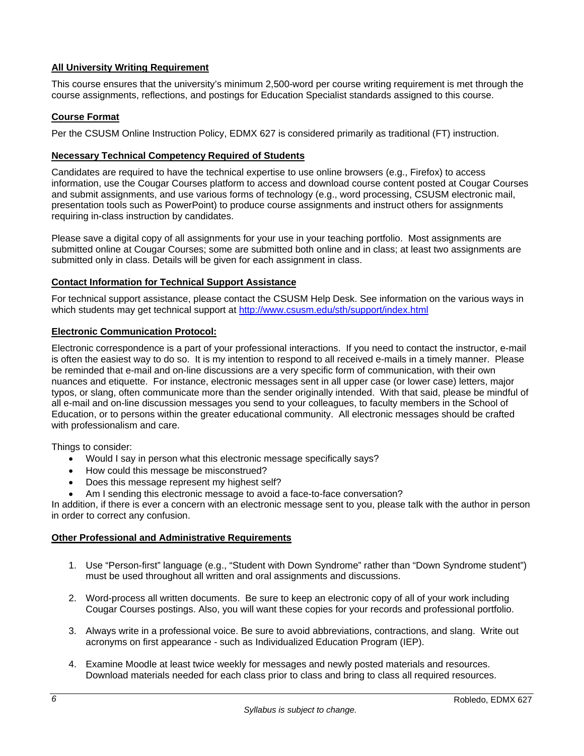### All University Writing Requirement

This course ensures that the university's minimum 2,500-word per course writing requirement is met through the course assignments, reflections, and postings for Education Specialist standards assigned to this course.

### Course Format

Per the CSUSM Online Instruction Policy, EDMX 627 is considered primarily as traditional (FT) instruction.

### Necessary Technical Competency Required of Students

Candidates are required to have the technical expertise to use online browsers (e.g., Firefox) to access information, use the Cougar Courses platform to access and download course content posted at Cougar Courses and submit assignments, and use various forms of technology (e.g., word processing, CSUSM electronic mail, presentation tools such as PowerPoint) to produce course assignments and instruct others for assignments requiring in-class instruction by candidates.

Please save a digital copy of all assignments for your use in your teaching portfolio. Most assignments are submitted online at Cougar Courses; some are submitted both online and in class; at least two assignments are submitted only in class. Details will be given for each assignment in class.

### Contact Information for Technical Support Assistance

For technical support assistance, please contact the CSUSM Help Desk. See information on the various ways in which students may get technical support at [http://www.csusm.edu/sth/support/index.html](http://www.csusm.edu/sth/support/index.html)

### Electronic Communication Protocol:

Electronic correspondence is a part of your professional interactions. If you need to contact the instructor, e-mail is often the easiest way to do so. It is my intention to respond to all received e-mails in a timely manner. Please be reminded that e-mail and on-line discussions are a very specific form of communication, with their own nuances and etiquette. For instance, electronic messages sent in all upper case (or lower case) letters, major typos, or slang, often communicate more than the sender originally intended. With that said, please be mindful of all e-mail and on-line discussion messages you send to your colleagues, to faculty members in the School of Education, or to persons within the greater educational community. All electronic messages should be crafted with professionalism and care.

Things to consider:

- Would I say in person what this electronic message specifically says?
- How could this message be misconstrued?
- Does this message represent my highest self?
- Am I sending this electronic message to avoid a face-to-face conversation?

In addition, if there is ever a concern with an electronic message sent to you, please talk with the author in person in order to correct any confusion.

### Other Professional and Administrative Requirements

1. Use "Person-first" language (e.g., "Student with Down Syndrome" rather than "Down Syndrome student") must be used throughout all written and oral assignments and discussions.

2. Word-process all written documents. Be sure to keep an electronic copy of all of your work including Cougar Courses postings. Also, you will want these copies for your records and professional portfolio.

3. Always write in a professional voice. Be sure to avoid abbreviations, contractions, and slang. Write out acronyms on first appearance - such as Individualized Education Program (IEP).

4. Examine Moodle at least twice weekly for messages and newly posted materials and resources. Download materials needed for each class prior to class and bring to class all required resources.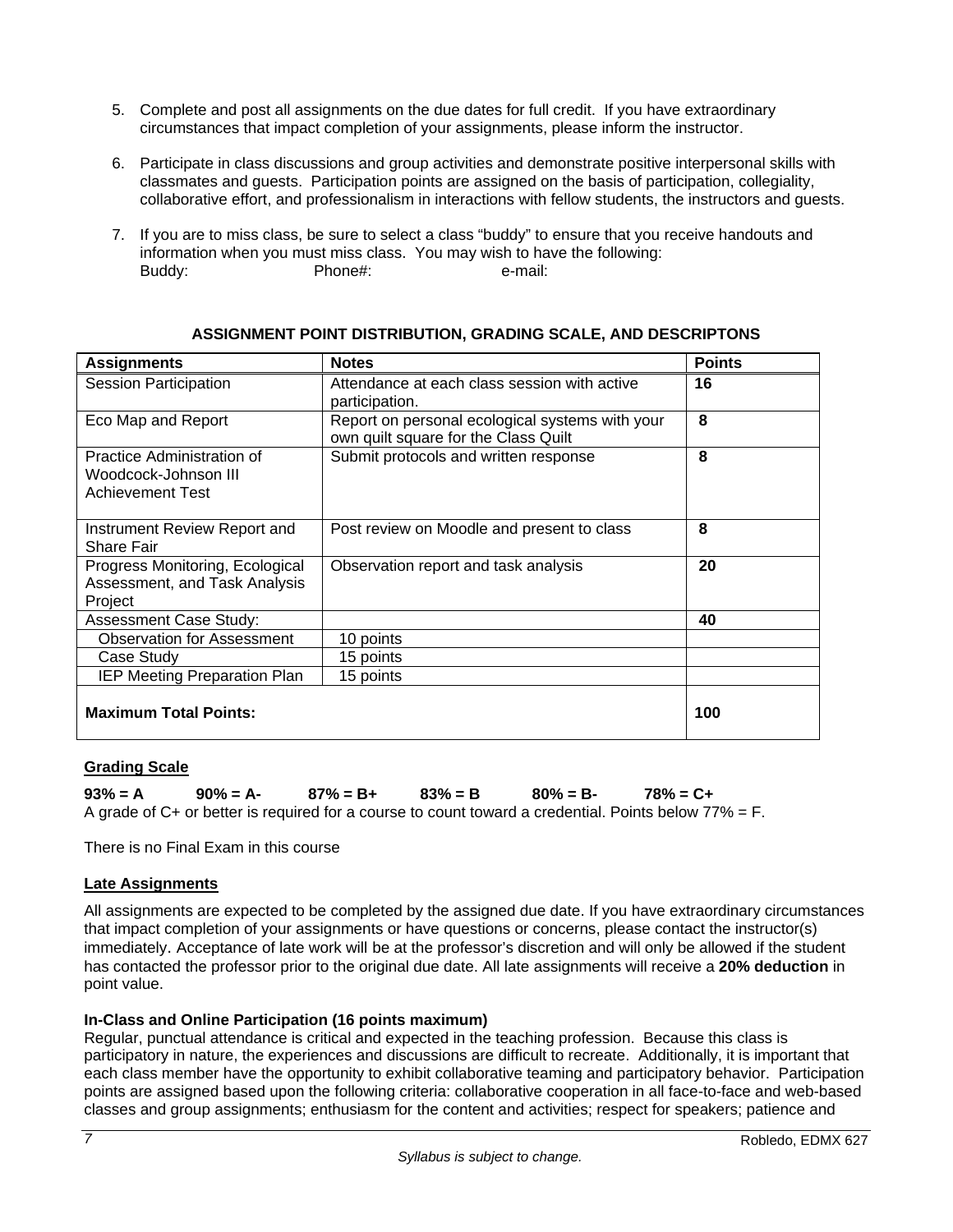5. Complete and post all assignments on the due dates for full credit. If you have extraordinary circumstances that impact completion of your assignments, please inform the instructor.

6. Participate in class discussions and group activities and demonstrate positive interpersonal skills with classmates and guests. Participation points are assigned on the basis of participation, collegiality, collaborative effort, and professionalism in interactions with fellow students, the instructors and guests.

7. If you are to miss class, be sure to select a class "buddy" to ensure that you receive handouts and information when you must miss class. You may wish to have the following:
   Buddy: Phone#: e-mail:

**ASSIGNMENT POINT DISTRIBUTION, GRADING SCALE, AND DESCRIPTONS**

| Assignments | Notes | Points |
|---|---|---|
| Session Participation | Attendance at each class session with active participation. | **16** |
| Eco Map and Report | Report on personal ecological systems with your own quilt square for the Class Quilt | **8** |
| Practice Administration of Woodcock-Johnson III Achievement Test | Submit protocols and written response | **8** |
| Instrument Review Report and Share Fair | Post review on Moodle and present to class | **8** |
| Progress Monitoring, Ecological Assessment, and Task Analysis Project | Observation report and task analysis | **20** |
| Assessment Case Study: | | **40** |
| Observation for Assessment | 10 points | |
| Case Study | 15 points | |
| IEP Meeting Preparation Plan | 15 points | |
| **Maximum Total Points:** | | **100** |

**Grading Scale**

**93% = A 90% = A- 87% = B+ 83% = B 80% = B- 78% = C+**
A grade of C+ or better is required for a course to count toward a credential. Points below 77% = F.

There is no Final Exam in this course

**Late Assignments**

All assignments are expected to be completed by the assigned due date. If you have extraordinary circumstances that impact completion of your assignments or have questions or concerns, please contact the instructor(s) immediately. Acceptance of late work will be at the professor's discretion and will only be allowed if the student has contacted the professor prior to the original due date. All late assignments will receive a **20% deduction** in point value.

**In-Class and Online Participation (16 points maximum)**
Regular, punctual attendance is critical and expected in the teaching profession. Because this class is participatory in nature, the experiences and discussions are difficult to recreate. Additionally, it is important that each class member have the opportunity to exhibit collaborative teaming and participatory behavior. Participation points are assigned based upon the following criteria: collaborative cooperation in all face-to-face and web-based classes and group assignments; enthusiasm for the content and activities; respect for speakers; patience and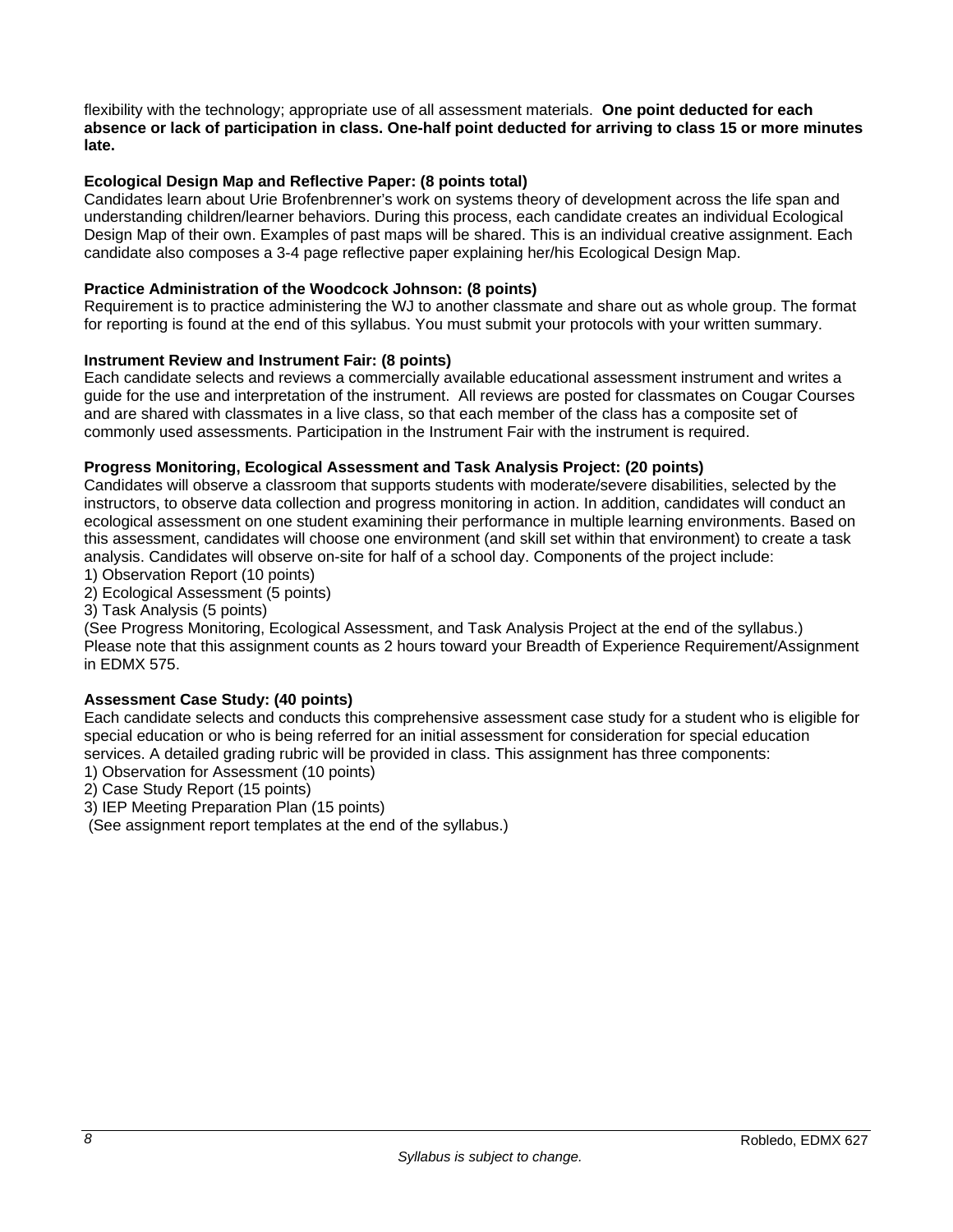flexibility with the technology; appropriate use of all assessment materials. **One point deducted for each absence or lack of participation in class. One-half point deducted for arriving to class 15 or more minutes late.**

**Ecological Design Map and Reflective Paper: (8 points total)**
Candidates learn about Urie Brofenbrenner's work on systems theory of development across the life span and understanding children/learner behaviors. During this process, each candidate creates an individual Ecological Design Map of their own. Examples of past maps will be shared. This is an individual creative assignment. Each candidate also composes a 3-4 page reflective paper explaining her/his Ecological Design Map.

**Practice Administration of the Woodcock Johnson: (8 points)**
Requirement is to practice administering the WJ to another classmate and share out as whole group. The format for reporting is found at the end of this syllabus. You must submit your protocols with your written summary.

**Instrument Review and Instrument Fair: (8 points)**
Each candidate selects and reviews a commercially available educational assessment instrument and writes a guide for the use and interpretation of the instrument. All reviews are posted for classmates on Cougar Courses and are shared with classmates in a live class, so that each member of the class has a composite set of commonly used assessments. Participation in the Instrument Fair with the instrument is required.

**Progress Monitoring, Ecological Assessment and Task Analysis Project: (20 points)**
Candidates will observe a classroom that supports students with moderate/severe disabilities, selected by the instructors, to observe data collection and progress monitoring in action. In addition, candidates will conduct an ecological assessment on one student examining their performance in multiple learning environments. Based on this assessment, candidates will choose one environment (and skill set within that environment) to create a task analysis. Candidates will observe on-site for half of a school day. Components of the project include:
1) Observation Report (10 points)
2) Ecological Assessment (5 points)
3) Task Analysis (5 points)
(See Progress Monitoring, Ecological Assessment, and Task Analysis Project at the end of the syllabus.)
Please note that this assignment counts as 2 hours toward your Breadth of Experience Requirement/Assignment in EDMX 575.

**Assessment Case Study: (40 points)**
Each candidate selects and conducts this comprehensive assessment case study for a student who is eligible for special education or who is being referred for an initial assessment for consideration for special education services. A detailed grading rubric will be provided in class. This assignment has three components:
1) Observation for Assessment (10 points)
2) Case Study Report (15 points)
3) IEP Meeting Preparation Plan (15 points)
(See assignment report templates at the end of the syllabus.)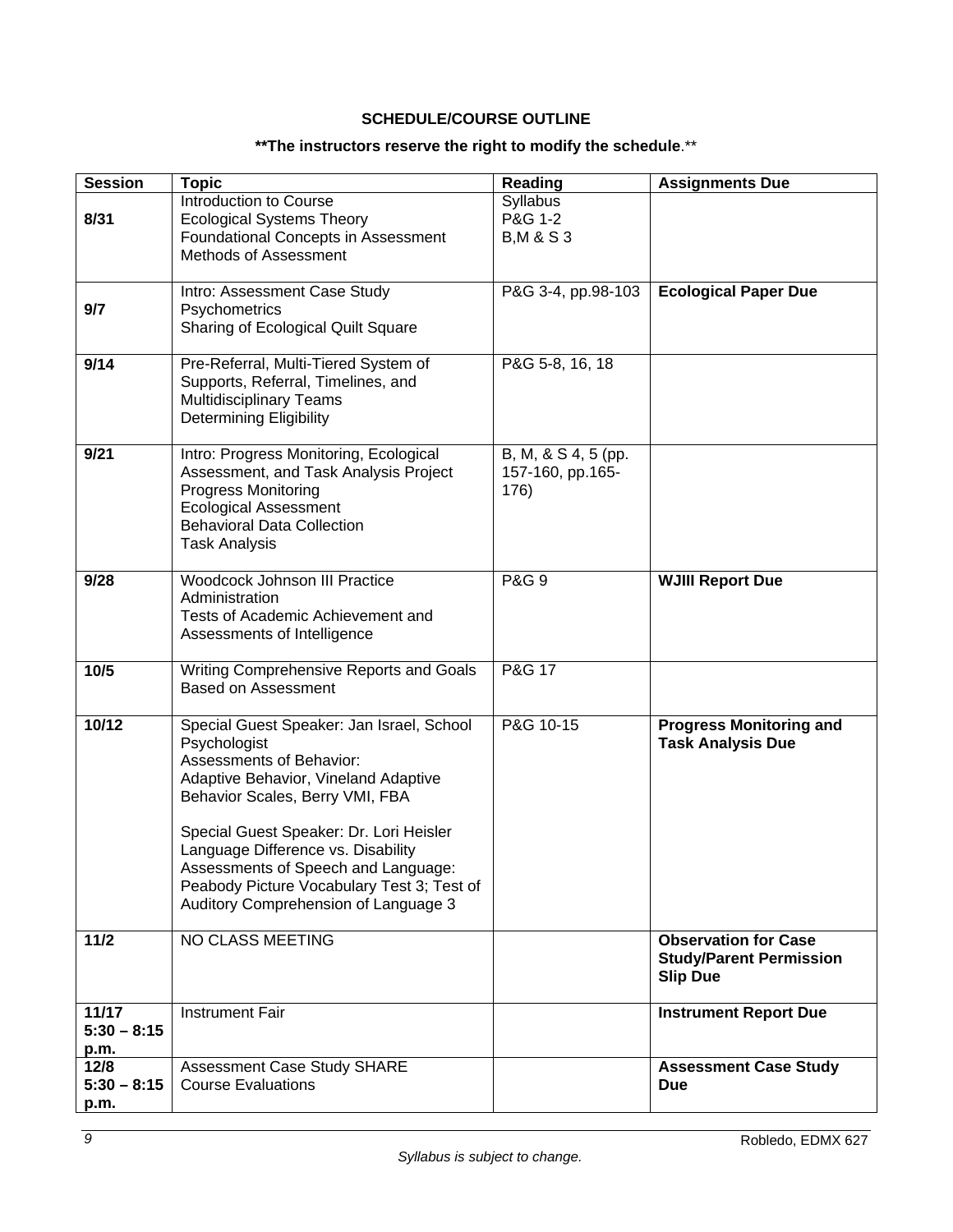## SCHEDULE/COURSE OUTLINE

**\*\*The instructors reserve the right to modify the schedule**.\*\*

| Session | Topic | Reading | Assignments Due |
|---|---|---|---|
| **8/31** | Introduction to Course<br>Ecological Systems Theory<br>Foundational Concepts in Assessment<br>Methods of Assessment | Syllabus<br>P&G 1-2<br>B,M & S 3 | |
| **9/7** | Intro: Assessment Case Study<br>Psychometrics<br>Sharing of Ecological Quilt Square | P&G 3-4, pp.98-103 | **Ecological Paper Due** |
| **9/14** | Pre-Referral, Multi-Tiered System of Supports, Referral, Timelines, and Multidisciplinary Teams<br>Determining Eligibility | P&G 5-8, 16, 18 | |
| **9/21** | Intro: Progress Monitoring, Ecological Assessment, and Task Analysis Project<br>Progress Monitoring<br>Ecological Assessment<br>Behavioral Data Collection<br>Task Analysis | B, M, & S 4, 5 (pp. 157-160, pp.165-176) | |
| **9/28** | Woodcock Johnson III Practice Administration<br>Tests of Academic Achievement and Assessments of Intelligence | P&G 9 | **WJIII Report Due** |
| **10/5** | Writing Comprehensive Reports and Goals Based on Assessment | P&G 17 | |
| **10/12** | Special Guest Speaker: Jan Israel, School Psychologist<br>Assessments of Behavior:<br>Adaptive Behavior, Vineland Adaptive Behavior Scales, Berry VMI, FBA<br><br>Special Guest Speaker: Dr. Lori Heisler<br>Language Difference vs. Disability<br>Assessments of Speech and Language: Peabody Picture Vocabulary Test 3; Test of Auditory Comprehension of Language 3 | P&G 10-15 | **Progress Monitoring and Task Analysis Due** |
| **11/2** | NO CLASS MEETING | | **Observation for Case Study/Parent Permission Slip Due** |
| **11/17 5:30 – 8:15 p.m.** | Instrument Fair | | **Instrument Report Due** |
| **12/8 5:30 – 8:15 p.m.** | Assessment Case Study SHARE<br>Course Evaluations | | **Assessment Case Study Due** |

*Syllabus is subject to change.*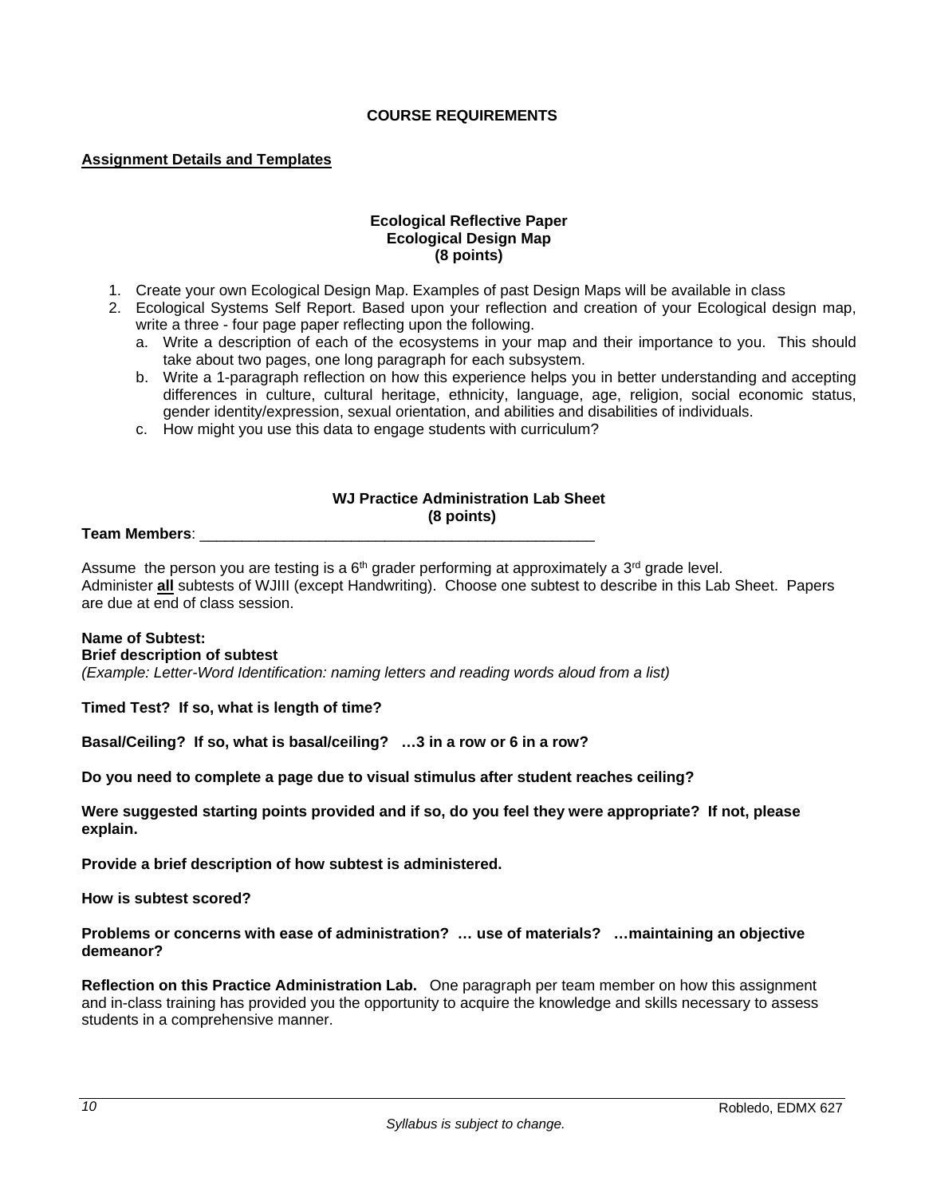## COURSE REQUIREMENTS

**Assignment Details and Templates**

### Ecological Reflective Paper
### Ecological Design Map
### (8 points)

1. Create your own Ecological Design Map. Examples of past Design Maps will be available in class
2. Ecological Systems Self Report. Based upon your reflection and creation of your Ecological design map, write a three - four page paper reflecting upon the following.
   a. Write a description of each of the ecosystems in your map and their importance to you. This should take about two pages, one long paragraph for each subsystem.
   b. Write a 1-paragraph reflection on how this experience helps you in better understanding and accepting differences in culture, cultural heritage, ethnicity, language, age, religion, social economic status, gender identity/expression, sexual orientation, and abilities and disabilities of individuals.
   c. How might you use this data to engage students with curriculum?

### WJ Practice Administration Lab Sheet
### (8 points)

**Team Members**: _______________________________________________

Assume the person you are testing is a 6th grader performing at approximately a 3rd grade level.
Administer **all** subtests of WJIII (except Handwriting). Choose one subtest to describe in this Lab Sheet. Papers are due at end of class session.

**Name of Subtest:**
**Brief description of subtest**
*(Example: Letter-Word Identification: naming letters and reading words aloud from a list)*

**Timed Test? If so, what is length of time?**

**Basal/Ceiling? If so, what is basal/ceiling? …3 in a row or 6 in a row?**

**Do you need to complete a page due to visual stimulus after student reaches ceiling?**

**Were suggested starting points provided and if so, do you feel they were appropriate? If not, please explain.**

**Provide a brief description of how subtest is administered.**

**How is subtest scored?**

**Problems or concerns with ease of administration? … use of materials? …maintaining an objective demeanor?**

**Reflection on this Practice Administration Lab.** One paragraph per team member on how this assignment and in-class training has provided you the opportunity to acquire the knowledge and skills necessary to assess students in a comprehensive manner.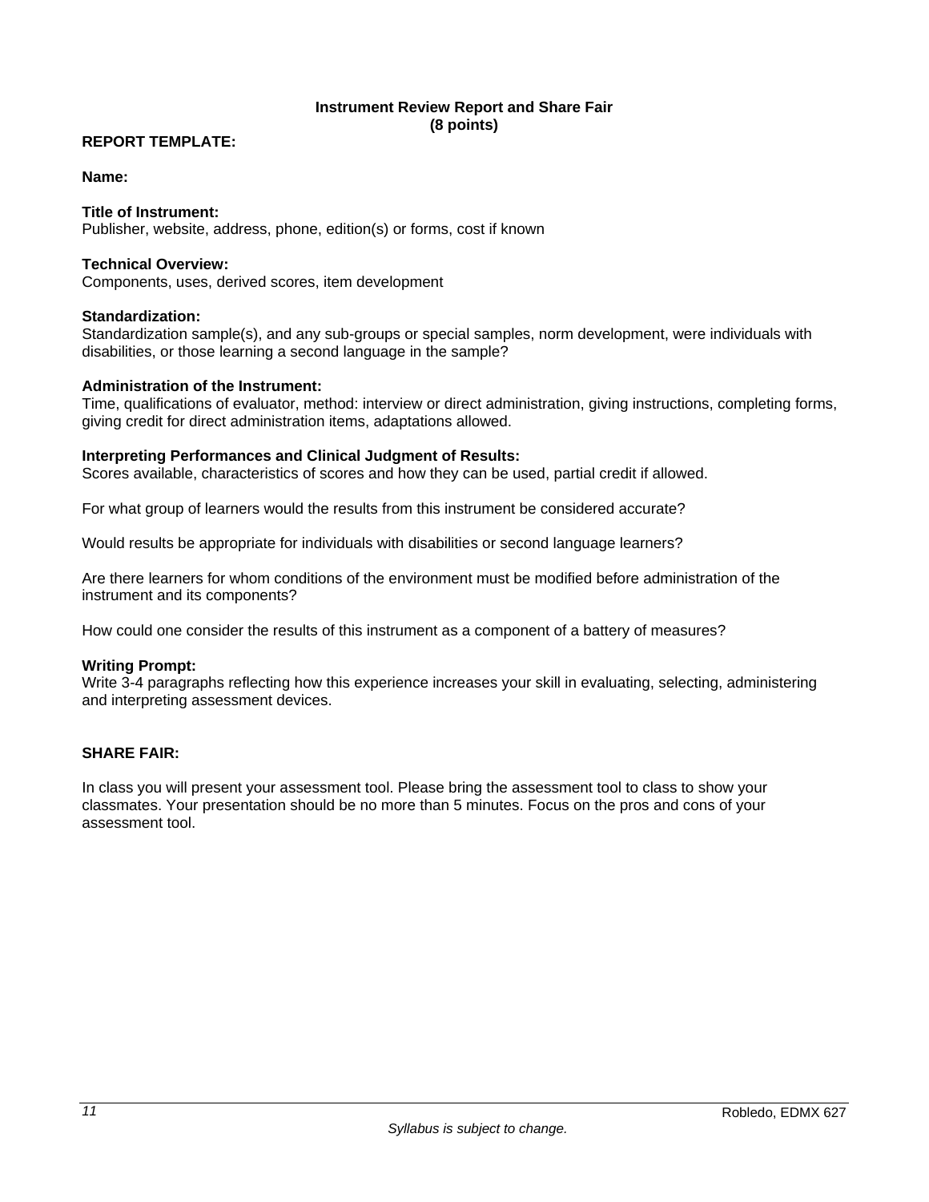## Instrument Review Report and Share Fair
**(8 points)**

**REPORT TEMPLATE:**

**Name:**

**Title of Instrument:**
Publisher, website, address, phone, edition(s) or forms, cost if known

**Technical Overview:**
Components, uses, derived scores, item development

**Standardization:**
Standardization sample(s), and any sub-groups or special samples, norm development, were individuals with disabilities, or those learning a second language in the sample?

**Administration of the Instrument:**
Time, qualifications of evaluator, method: interview or direct administration, giving instructions, completing forms, giving credit for direct administration items, adaptations allowed.

**Interpreting Performances and Clinical Judgment of Results:**
Scores available, characteristics of scores and how they can be used, partial credit if allowed.

For what group of learners would the results from this instrument be considered accurate?

Would results be appropriate for individuals with disabilities or second language learners?

Are there learners for whom conditions of the environment must be modified before administration of the instrument and its components?

How could one consider the results of this instrument as a component of a battery of measures?

**Writing Prompt:**
Write 3-4 paragraphs reflecting how this experience increases your skill in evaluating, selecting, administering and interpreting assessment devices.

**SHARE FAIR:**

In class you will present your assessment tool. Please bring the assessment tool to class to show your classmates. Your presentation should be no more than 5 minutes. Focus on the pros and cons of your assessment tool.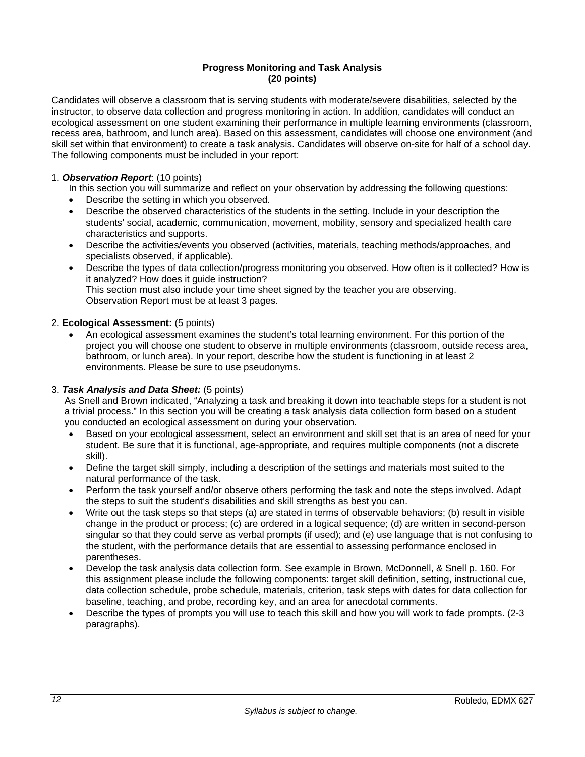**Progress Monitoring and Task Analysis**
**(20 points)**

Candidates will observe a classroom that is serving students with moderate/severe disabilities, selected by the instructor, to observe data collection and progress monitoring in action. In addition, candidates will conduct an ecological assessment on one student examining their performance in multiple learning environments (classroom, recess area, bathroom, and lunch area). Based on this assessment, candidates will choose one environment (and skill set within that environment) to create a task analysis. Candidates will observe on-site for half of a school day. The following components must be included in your report:

1. ***Observation Report***: (10 points)
   In this section you will summarize and reflect on your observation by addressing the following questions:
   - Describe the setting in which you observed.
   - Describe the observed characteristics of the students in the setting. Include in your description the students' social, academic, communication, movement, mobility, sensory and specialized health care characteristics and supports.
   - Describe the activities/events you observed (activities, materials, teaching methods/approaches, and specialists observed, if applicable).
   - Describe the types of data collection/progress monitoring you observed. How often is it collected? How is it analyzed? How does it guide instruction?
     This section must also include your time sheet signed by the teacher you are observing.
     Observation Report must be at least 3 pages.

2. **Ecological Assessment:** (5 points)
   - An ecological assessment examines the student's total learning environment. For this portion of the project you will choose one student to observe in multiple environments (classroom, outside recess area, bathroom, or lunch area). In your report, describe how the student is functioning in at least 2 environments. Please be sure to use pseudonyms.

3. ***Task Analysis and Data Sheet:*** (5 points)
   As Snell and Brown indicated, "Analyzing a task and breaking it down into teachable steps for a student is not a trivial process." In this section you will be creating a task analysis data collection form based on a student you conducted an ecological assessment on during your observation.
   - Based on your ecological assessment, select an environment and skill set that is an area of need for your student. Be sure that it is functional, age-appropriate, and requires multiple components (not a discrete skill).
   - Define the target skill simply, including a description of the settings and materials most suited to the natural performance of the task.
   - Perform the task yourself and/or observe others performing the task and note the steps involved. Adapt the steps to suit the student's disabilities and skill strengths as best you can.
   - Write out the task steps so that steps (a) are stated in terms of observable behaviors; (b) result in visible change in the product or process; (c) are ordered in a logical sequence; (d) are written in second-person singular so that they could serve as verbal prompts (if used); and (e) use language that is not confusing to the student, with the performance details that are essential to assessing performance enclosed in parentheses.
   - Develop the task analysis data collection form. See example in Brown, McDonnell, & Snell p. 160. For this assignment please include the following components: target skill definition, setting, instructional cue, data collection schedule, probe schedule, materials, criterion, task steps with dates for data collection for baseline, teaching, and probe, recording key, and an area for anecdotal comments.
   - Describe the types of prompts you will use to teach this skill and how you will work to fade prompts. (2-3 paragraphs).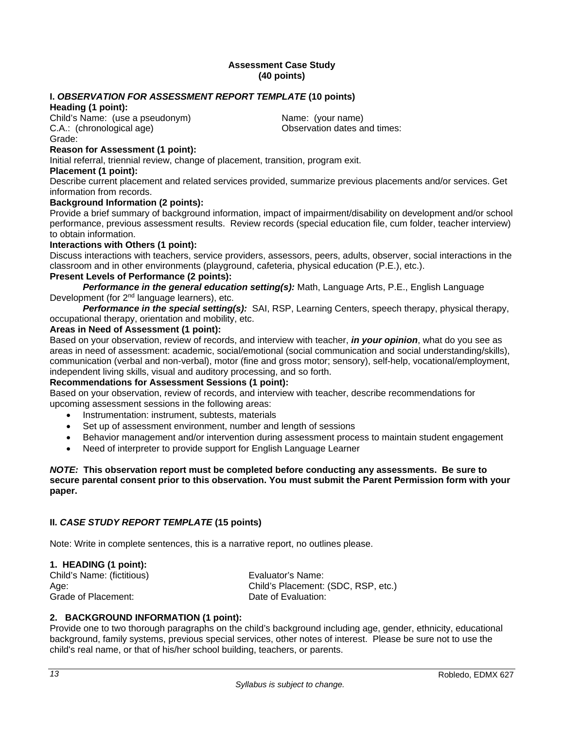# Assessment Case Study
**(40 points)**

## I. *OBSERVATION FOR ASSESSMENT REPORT TEMPLATE* (10 points)

**Heading (1 point):**

Child's Name: (use a pseudonym)
C.A.: (chronological age)
Grade:

Name: (your name)
Observation dates and times:

**Reason for Assessment (1 point):**
Initial referral, triennial review, change of placement, transition, program exit.

**Placement (1 point):**
Describe current placement and related services provided, summarize previous placements and/or services. Get information from records.

**Background Information (2 points):**
Provide a brief summary of background information, impact of impairment/disability on development and/or school performance, previous assessment results. Review records (special education file, cum folder, teacher interview) to obtain information.

**Interactions with Others (1 point):**
Discuss interactions with teachers, service providers, assessors, peers, adults, observer, social interactions in the classroom and in other environments (playground, cafeteria, physical education (P.E.), etc.).

**Present Levels of Performance (2 points):**

***Performance in the general education setting(s):*** Math, Language Arts, P.E., English Language Development (for 2nd language learners), etc.

***Performance in the special setting(s):*** SAI, RSP, Learning Centers, speech therapy, physical therapy, occupational therapy, orientation and mobility, etc.

**Areas in Need of Assessment (1 point):**
Based on your observation, review of records, and interview with teacher, ***in your opinion***, what do you see as areas in need of assessment: academic, social/emotional (social communication and social understanding/skills), communication (verbal and non-verbal), motor (fine and gross motor; sensory), self-help, vocational/employment, independent living skills, visual and auditory processing, and so forth.

**Recommendations for Assessment Sessions (1 point):**
Based on your observation, review of records, and interview with teacher, describe recommendations for upcoming assessment sessions in the following areas:

- Instrumentation: instrument, subtests, materials
- Set up of assessment environment, number and length of sessions
- Behavior management and/or intervention during assessment process to maintain student engagement
- Need of interpreter to provide support for English Language Learner

***NOTE:*** **This observation report must be completed before conducting any assessments. Be sure to secure parental consent prior to this observation. You must submit the Parent Permission form with your paper.**

## II. *CASE STUDY REPORT TEMPLATE* (15 points)

Note: Write in complete sentences, this is a narrative report, no outlines please.

### 1. HEADING (1 point):

Child's Name: (fictitious)
Age:
Grade of Placement:

Evaluator's Name:
Child's Placement: (SDC, RSP, etc.)
Date of Evaluation:

### 2. BACKGROUND INFORMATION (1 point):

Provide one to two thorough paragraphs on the child's background including age, gender, ethnicity, educational background, family systems, previous special services, other notes of interest. Please be sure not to use the child's real name, or that of his/her school building, teachers, or parents.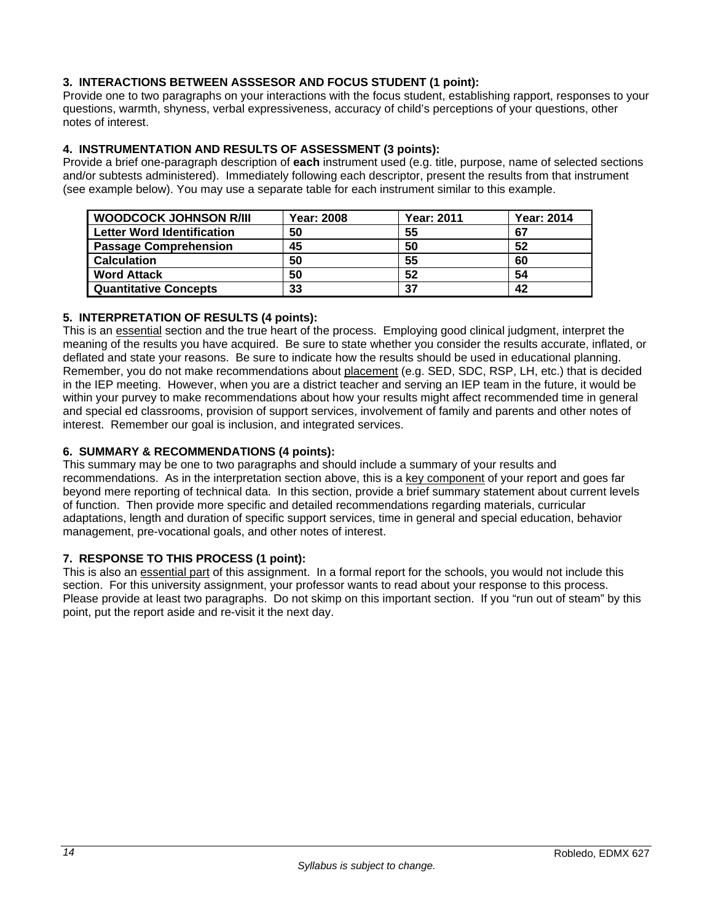**3. INTERACTIONS BETWEEN ASSSESOR AND FOCUS STUDENT (1 point):**
Provide one to two paragraphs on your interactions with the focus student, establishing rapport, responses to your questions, warmth, shyness, verbal expressiveness, accuracy of child's perceptions of your questions, other notes of interest.

**4. INSTRUMENTATION AND RESULTS OF ASSESSMENT (3 points):**
Provide a brief one-paragraph description of **each** instrument used (e.g. title, purpose, name of selected sections and/or subtests administered). Immediately following each descriptor, present the results from that instrument (see example below). You may use a separate table for each instrument similar to this example.

| **WOODCOCK JOHNSON R/III** | **Year: 2008** | **Year: 2011** | **Year: 2014** |
|---|---|---|---|
| **Letter Word Identification** | **50** | **55** | **67** |
| **Passage Comprehension** | **45** | **50** | **52** |
| **Calculation** | **50** | **55** | **60** |
| **Word Attack** | **50** | **52** | **54** |
| **Quantitative Concepts** | **33** | **37** | **42** |

**5. INTERPRETATION OF RESULTS (4 points):**
This is an essential section and the true heart of the process. Employing good clinical judgment, interpret the meaning of the results you have acquired. Be sure to state whether you consider the results accurate, inflated, or deflated and state your reasons. Be sure to indicate how the results should be used in educational planning. Remember, you do not make recommendations about placement (e.g. SED, SDC, RSP, LH, etc.) that is decided in the IEP meeting. However, when you are a district teacher and serving an IEP team in the future, it would be within your purvey to make recommendations about how your results might affect recommended time in general and special ed classrooms, provision of support services, involvement of family and parents and other notes of interest. Remember our goal is inclusion, and integrated services.

**6. SUMMARY & RECOMMENDATIONS (4 points):**
This summary may be one to two paragraphs and should include a summary of your results and recommendations. As in the interpretation section above, this is a key component of your report and goes far beyond mere reporting of technical data. In this section, provide a brief summary statement about current levels of function. Then provide more specific and detailed recommendations regarding materials, curricular adaptations, length and duration of specific support services, time in general and special education, behavior management, pre-vocational goals, and other notes of interest.

**7. RESPONSE TO THIS PROCESS (1 point):**
This is also an essential part of this assignment. In a formal report for the schools, you would not include this section. For this university assignment, your professor wants to read about your response to this process. Please provide at least two paragraphs. Do not skimp on this important section. If you "run out of steam" by this point, put the report aside and re-visit it the next day.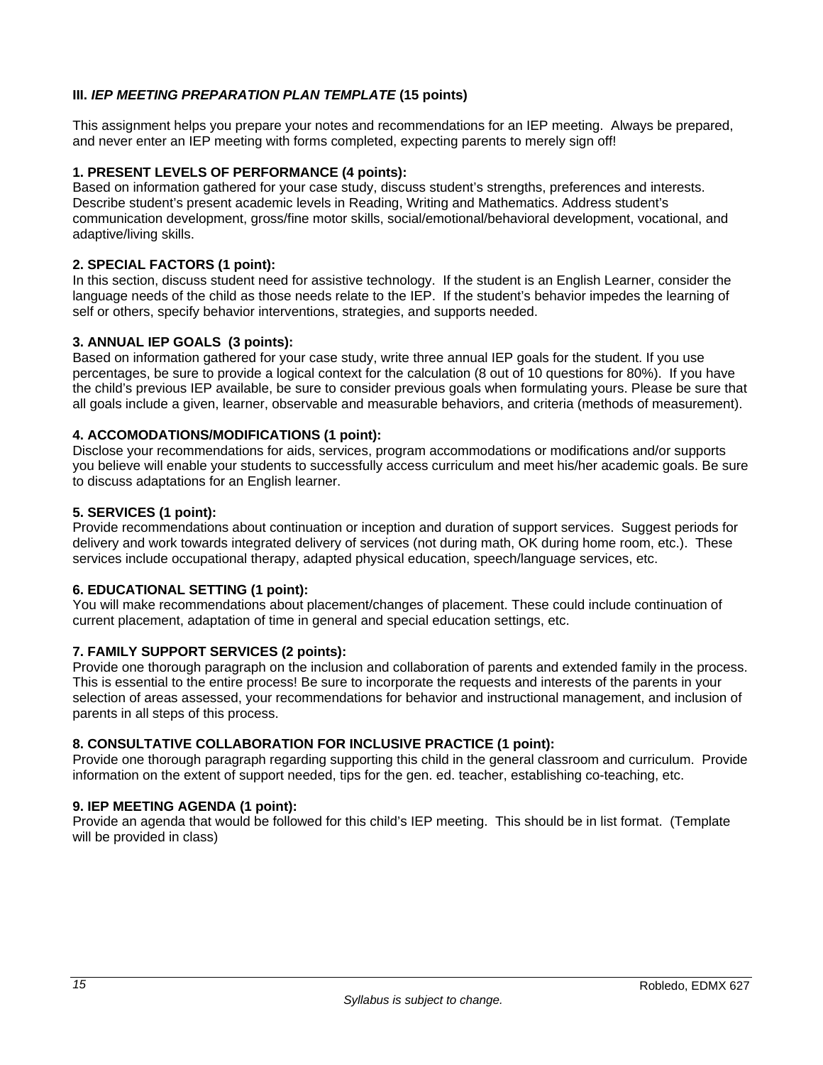### III. *IEP MEETING PREPARATION PLAN TEMPLATE* (15 points)

This assignment helps you prepare your notes and recommendations for an IEP meeting. Always be prepared, and never enter an IEP meeting with forms completed, expecting parents to merely sign off!

**1. PRESENT LEVELS OF PERFORMANCE (4 points):**
Based on information gathered for your case study, discuss student's strengths, preferences and interests. Describe student's present academic levels in Reading, Writing and Mathematics. Address student's communication development, gross/fine motor skills, social/emotional/behavioral development, vocational, and adaptive/living skills.

**2. SPECIAL FACTORS (1 point):**
In this section, discuss student need for assistive technology. If the student is an English Learner, consider the language needs of the child as those needs relate to the IEP. If the student's behavior impedes the learning of self or others, specify behavior interventions, strategies, and supports needed.

**3. ANNUAL IEP GOALS (3 points):**
Based on information gathered for your case study, write three annual IEP goals for the student. If you use percentages, be sure to provide a logical context for the calculation (8 out of 10 questions for 80%). If you have the child's previous IEP available, be sure to consider previous goals when formulating yours. Please be sure that all goals include a given, learner, observable and measurable behaviors, and criteria (methods of measurement).

**4. ACCOMODATIONS/MODIFICATIONS (1 point):**
Disclose your recommendations for aids, services, program accommodations or modifications and/or supports you believe will enable your students to successfully access curriculum and meet his/her academic goals. Be sure to discuss adaptations for an English learner.

**5. SERVICES (1 point):**
Provide recommendations about continuation or inception and duration of support services. Suggest periods for delivery and work towards integrated delivery of services (not during math, OK during home room, etc.). These services include occupational therapy, adapted physical education, speech/language services, etc.

**6. EDUCATIONAL SETTING (1 point):**
You will make recommendations about placement/changes of placement. These could include continuation of current placement, adaptation of time in general and special education settings, etc.

**7. FAMILY SUPPORT SERVICES (2 points):**
Provide one thorough paragraph on the inclusion and collaboration of parents and extended family in the process. This is essential to the entire process! Be sure to incorporate the requests and interests of the parents in your selection of areas assessed, your recommendations for behavior and instructional management, and inclusion of parents in all steps of this process.

**8. CONSULTATIVE COLLABORATION FOR INCLUSIVE PRACTICE (1 point):**
Provide one thorough paragraph regarding supporting this child in the general classroom and curriculum. Provide information on the extent of support needed, tips for the gen. ed. teacher, establishing co-teaching, etc.

**9. IEP MEETING AGENDA (1 point):**
Provide an agenda that would be followed for this child's IEP meeting. This should be in list format. (Template will be provided in class)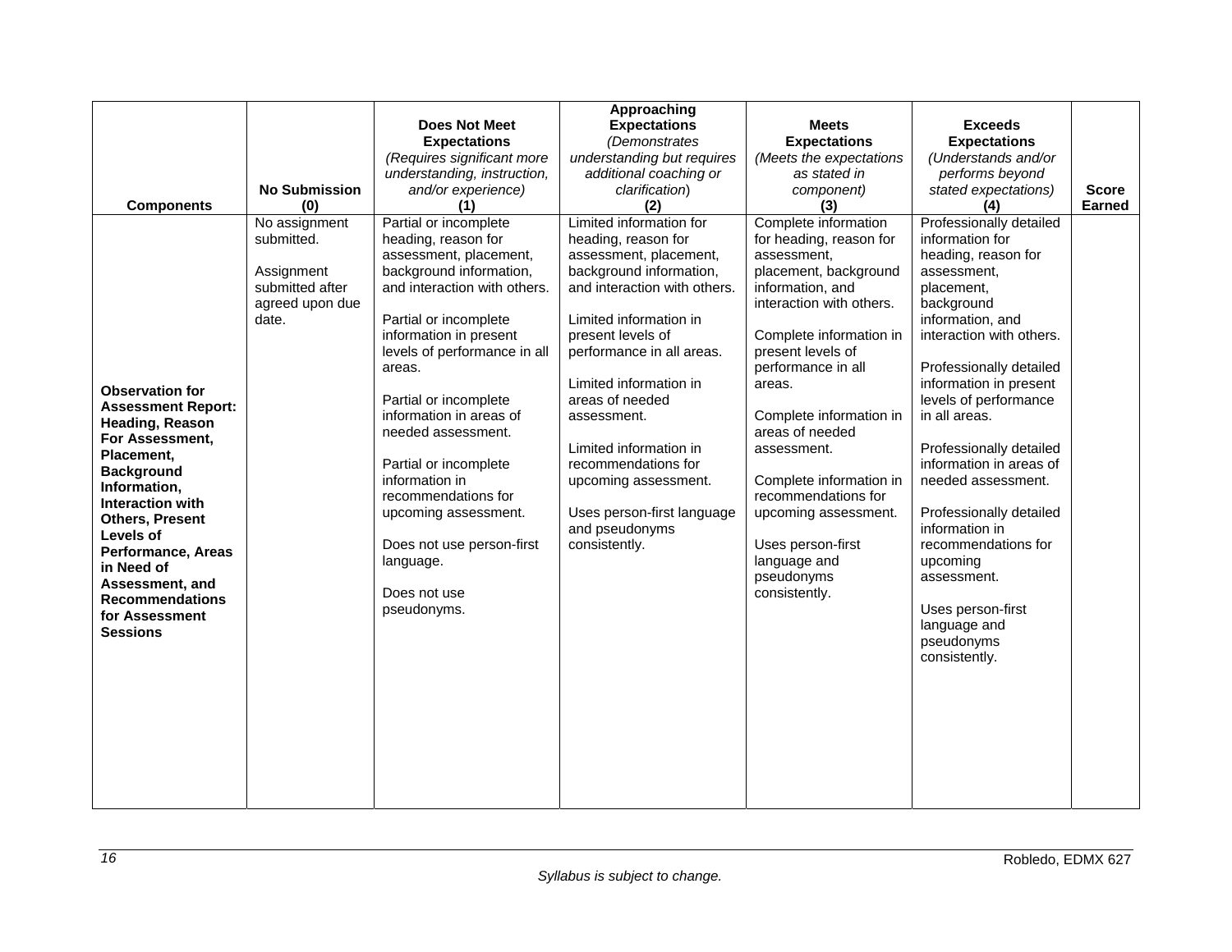| Components | No Submission (0) | Does Not Meet Expectations *(Requires significant more understanding, instruction, and/or experience)* (1) | Approaching Expectations *(Demonstrates understanding but requires additional coaching or clarification)* (2) | Meets Expectations *(Meets the expectations as stated in component)* (3) | Exceeds Expectations *(Understands and/or performs beyond stated expectations)* (4) | Score Earned |
|---|---|---|---|---|---|---|
| **Observation for Assessment Report: Heading, Reason For Assessment, Placement, Background Information, Interaction with Others, Present Levels of Performance, Areas in Need of Assessment, and Recommendations for Assessment Sessions** | No assignment submitted.<br><br>Assignment submitted after agreed upon due date. | Partial or incomplete heading, reason for assessment, placement, background information, and interaction with others.<br><br>Partial or incomplete information in present levels of performance in all areas.<br><br>Partial or incomplete information in areas of needed assessment.<br><br>Partial or incomplete information in recommendations for upcoming assessment.<br><br>Does not use person-first language.<br><br>Does not use pseudonyms. | Limited information for heading, reason for assessment, placement, background information, and interaction with others.<br><br>Limited information in present levels of performance in all areas.<br><br>Limited information in areas of needed assessment.<br><br>Limited information in recommendations for upcoming assessment.<br><br>Uses person-first language and pseudonyms consistently. | Complete information for heading, reason for assessment, placement, background information, and interaction with others.<br><br>Complete information in present levels of performance in all areas.<br><br>Complete information in areas of needed assessment.<br><br>Complete information in recommendations for upcoming assessment.<br><br>Uses person-first language and pseudonyms consistently. | Professionally detailed information for heading, reason for assessment, placement, background information, and interaction with others.<br><br>Professionally detailed information in present levels of performance in all areas.<br><br>Professionally detailed information in areas of needed assessment.<br><br>Professionally detailed information in recommendations for upcoming assessment.<br><br>Uses person-first language and pseudonyms consistently. | |

*Syllabus is subject to change.*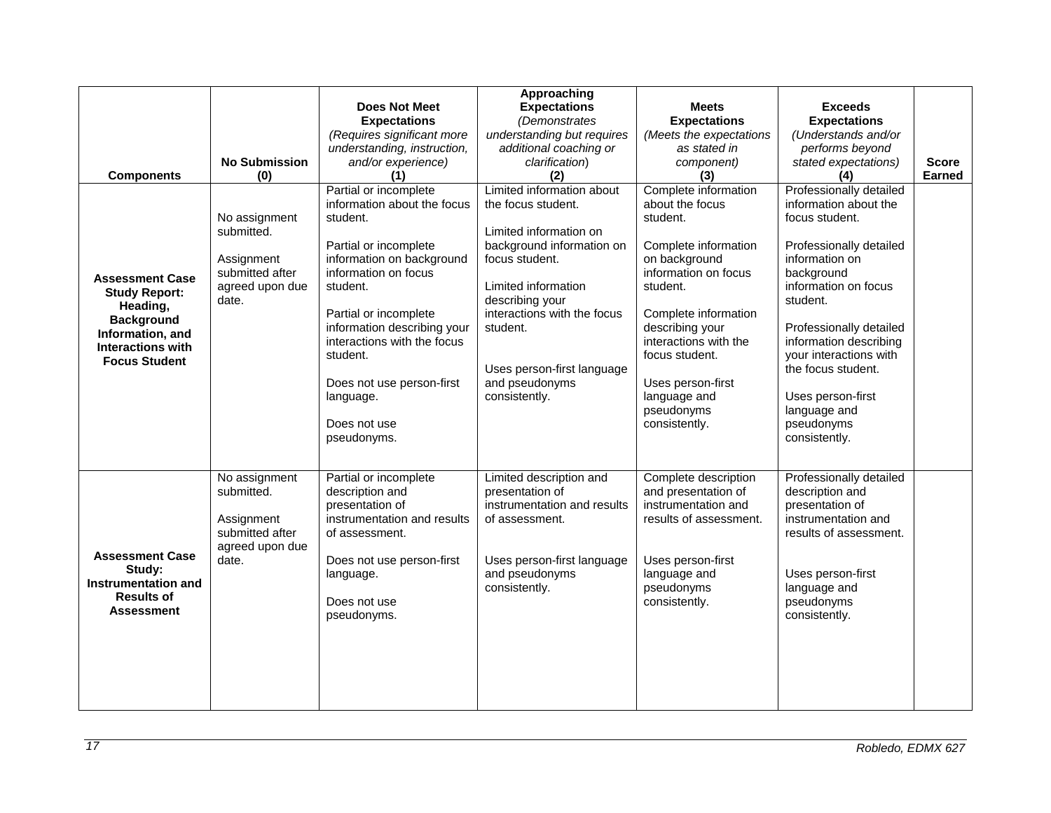| Components | No Submission (0) | **Does Not Meet Expectations** *(Requires significant more understanding, instruction, and/or experience)* **(1)** | **Approaching Expectations** *(Demonstrates understanding but requires additional coaching or clarification)* **(2)** | **Meets Expectations** *(Meets the expectations as stated in component)* **(3)** | **Exceeds Expectations** *(Understands and/or performs beyond stated expectations)* **(4)** | Score Earned |
|---|---|---|---|---|---|---|
| **Assessment Case Study Report: Heading, Background Information, and Interactions with Focus Student** | No assignment submitted.<br><br>Assignment submitted after agreed upon due date. | Partial or incomplete information about the focus student.<br><br>Partial or incomplete information on background information on focus student.<br><br>Partial or incomplete information describing your interactions with the focus student.<br><br>Does not use person-first language.<br><br>Does not use pseudonyms. | Limited information about the focus student.<br><br>Limited information on background information on focus student.<br><br>Limited information describing your interactions with the focus student.<br><br>Uses person-first language and pseudonyms consistently. | Complete information about the focus student.<br><br>Complete information on background information on focus student.<br><br>Complete information describing your interactions with the focus student.<br><br>Uses person-first language and pseudonyms consistently. | Professionally detailed information about the focus student.<br><br>Professionally detailed information on background information on focus student.<br><br>Professionally detailed information describing your interactions with the focus student.<br><br>Uses person-first language and pseudonyms consistently. | |
| **Assessment Case Study: Instrumentation and Results of Assessment** | No assignment submitted.<br><br>Assignment submitted after agreed upon due date. | Partial or incomplete description and presentation of instrumentation and results of assessment.<br><br>Does not use person-first language.<br><br>Does not use pseudonyms. | Limited description and presentation of instrumentation and results of assessment.<br><br>Uses person-first language and pseudonyms consistently. | Complete description and presentation of instrumentation and results of assessment.<br><br>Uses person-first language and pseudonyms consistently. | Professionally detailed description and presentation of instrumentation and results of assessment.<br><br>Uses person-first language and pseudonyms consistently. | |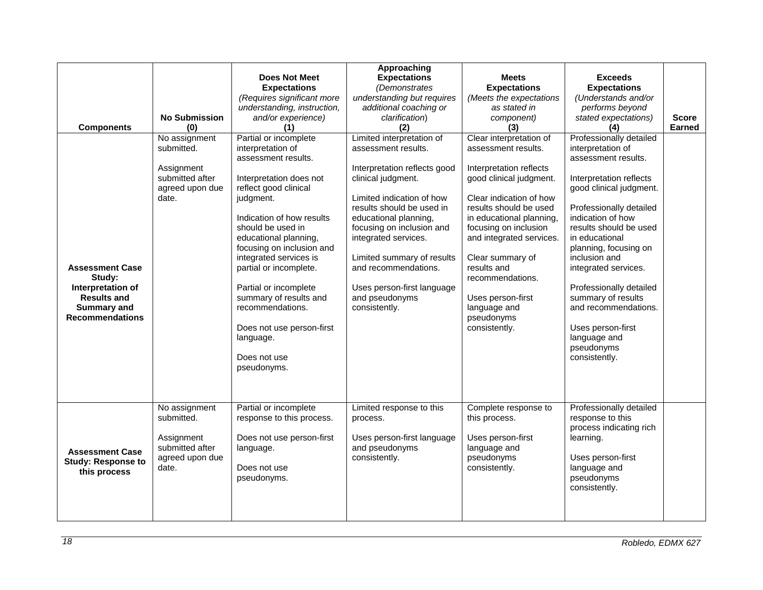| Components | No Submission (0) | Does Not Meet Expectations *(Requires significant more understanding, instruction, and/or experience)* (1) | Approaching Expectations *(Demonstrates understanding but requires additional coaching or clarification)* (2) | Meets Expectations *(Meets the expectations as stated in component)* (3) | Exceeds Expectations *(Understands and/or performs beyond stated expectations)* (4) | Score Earned |
|---|---|---|---|---|---|---|
| **Assessment Case Study: Interpretation of Results and Summary and Recommendations** | No assignment submitted.<br><br>Assignment submitted after agreed upon due date. | Partial or incomplete interpretation of assessment results.<br><br>Interpretation does not reflect good clinical judgment.<br><br>Indication of how results should be used in educational planning, focusing on inclusion and integrated services is partial or incomplete.<br><br>Partial or incomplete summary of results and recommendations.<br><br>Does not use person-first language.<br><br>Does not use pseudonyms. | Limited interpretation of assessment results.<br><br>Interpretation reflects good clinical judgment.<br><br>Limited indication of how results should be used in educational planning, focusing on inclusion and integrated services.<br><br>Limited summary of results and recommendations.<br><br>Uses person-first language and pseudonyms consistently. | Clear interpretation of assessment results.<br><br>Interpretation reflects good clinical judgment.<br><br>Clear indication of how results should be used in educational planning, focusing on inclusion and integrated services.<br><br>Clear summary of results and recommendations.<br><br>Uses person-first language and pseudonyms consistently. | Professionally detailed interpretation of assessment results.<br><br>Interpretation reflects good clinical judgment.<br><br>Professionally detailed indication of how results should be used in educational planning, focusing on inclusion and integrated services.<br><br>Professionally detailed summary of results and recommendations.<br><br>Uses person-first language and pseudonyms consistently. | |
| **Assessment Case Study: Response to this process** | No assignment submitted.<br><br>Assignment submitted after agreed upon due date. | Partial or incomplete response to this process.<br><br>Does not use person-first language.<br><br>Does not use pseudonyms. | Limited response to this process.<br><br>Uses person-first language and pseudonyms consistently. | Complete response to this process.<br><br>Uses person-first language and pseudonyms consistently. | Professionally detailed response to this process indicating rich learning.<br><br>Uses person-first language and pseudonyms consistently. | |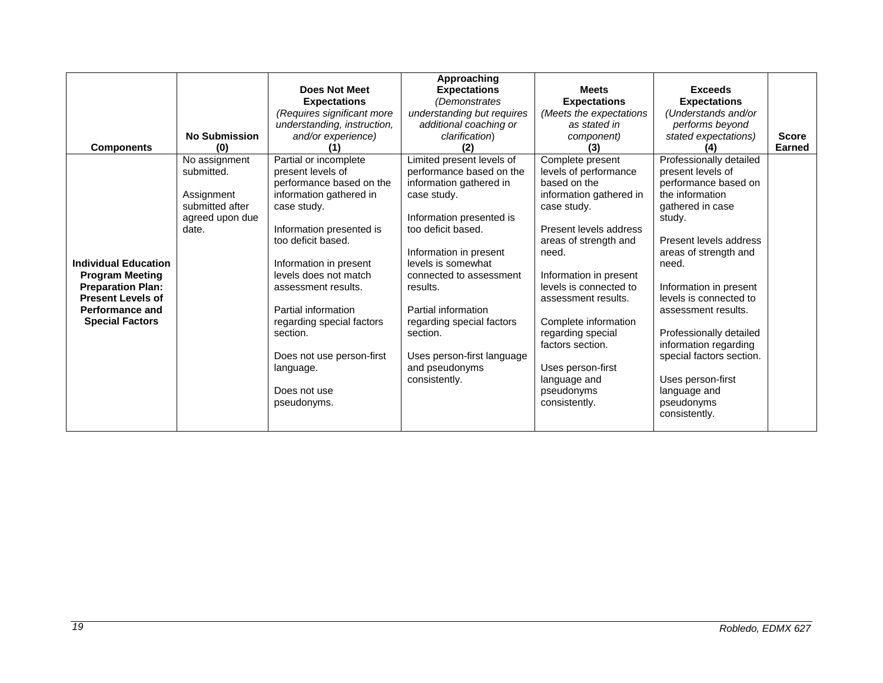| Components | No Submission (0) | Does Not Meet Expectations *(Requires significant more understanding, instruction, and/or experience)* (1) | Approaching Expectations *(Demonstrates understanding but requires additional coaching or clarification)* (2) | Meets Expectations *(Meets the expectations as stated in component)* (3) | Exceeds Expectations *(Understands and/or performs beyond stated expectations)* (4) | Score Earned |
|---|---|---|---|---|---|---|
| **Individual Education Program Meeting Preparation Plan: Present Levels of Performance and Special Factors** | No assignment submitted.<br><br>Assignment submitted after agreed upon due date. | Partial or incomplete present levels of performance based on the information gathered in case study.<br><br>Information presented is too deficit based.<br><br>Information in present levels does not match assessment results.<br><br>Partial information regarding special factors section.<br><br>Does not use person-first language.<br><br>Does not use pseudonyms. | Limited present levels of performance based on the information gathered in case study.<br><br>Information presented is too deficit based.<br><br>Information in present levels is somewhat connected to assessment results.<br><br>Partial information regarding special factors section.<br><br>Uses person-first language and pseudonyms consistently. | Complete present levels of performance based on the information gathered in case study.<br><br>Present levels address areas of strength and need.<br><br>Information in present levels is connected to assessment results.<br><br>Complete information regarding special factors section.<br><br>Uses person-first language and pseudonyms consistently. | Professionally detailed present levels of performance based on the information gathered in case study.<br><br>Present levels address areas of strength and need.<br><br>Information in present levels is connected to assessment results.<br><br>Professionally detailed information regarding special factors section.<br><br>Uses person-first language and pseudonyms consistently. | |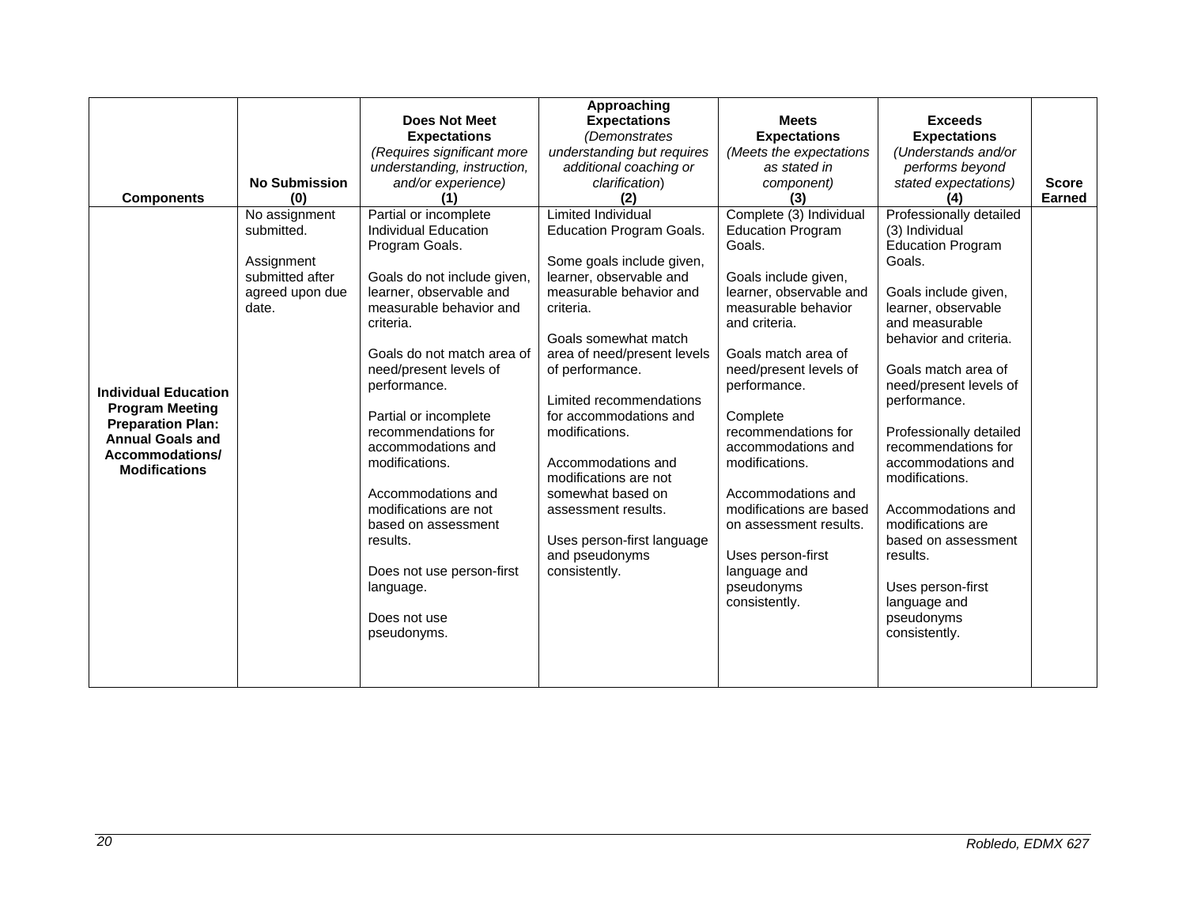| Components | No Submission (0) | Does Not Meet Expectations *(Requires significant more understanding, instruction, and/or experience)* (1) | Approaching Expectations *(Demonstrates understanding but requires additional coaching or clarification)* (2) | Meets Expectations *(Meets the expectations as stated in component)* (3) | Exceeds Expectations *(Understands and/or performs beyond stated expectations)* (4) | Score Earned |
|---|---|---|---|---|---|---|
| **Individual Education Program Meeting Preparation Plan: Annual Goals and Accommodations/ Modifications** | No assignment submitted.<br><br>Assignment submitted after agreed upon due date. | Partial or incomplete Individual Education Program Goals.<br><br>Goals do not include given, learner, observable and measurable behavior and criteria.<br><br>Goals do not match area of need/present levels of performance.<br><br>Partial or incomplete recommendations for accommodations and modifications.<br><br>Accommodations and modifications are not based on assessment results.<br><br>Does not use person-first language.<br><br>Does not use pseudonyms. | Limited Individual Education Program Goals.<br><br>Some goals include given, learner, observable and measurable behavior and criteria.<br><br>Goals somewhat match area of need/present levels of performance.<br><br>Limited recommendations for accommodations and modifications.<br><br>Accommodations and modifications are not somewhat based on assessment results.<br><br>Uses person-first language and pseudonyms consistently. | Complete (3) Individual Education Program Goals.<br><br>Goals include given, learner, observable and measurable behavior and criteria.<br><br>Goals match area of need/present levels of performance.<br><br>Complete recommendations for accommodations and modifications.<br><br>Accommodations and modifications are based on assessment results.<br><br>Uses person-first language and pseudonyms consistently. | Professionally detailed (3) Individual Education Program Goals.<br><br>Goals include given, learner, observable and measurable behavior and criteria.<br><br>Goals match area of need/present levels of performance.<br><br>Professionally detailed recommendations for accommodations and modifications.<br><br>Accommodations and modifications are based on assessment results.<br><br>Uses person-first language and pseudonyms consistently. | |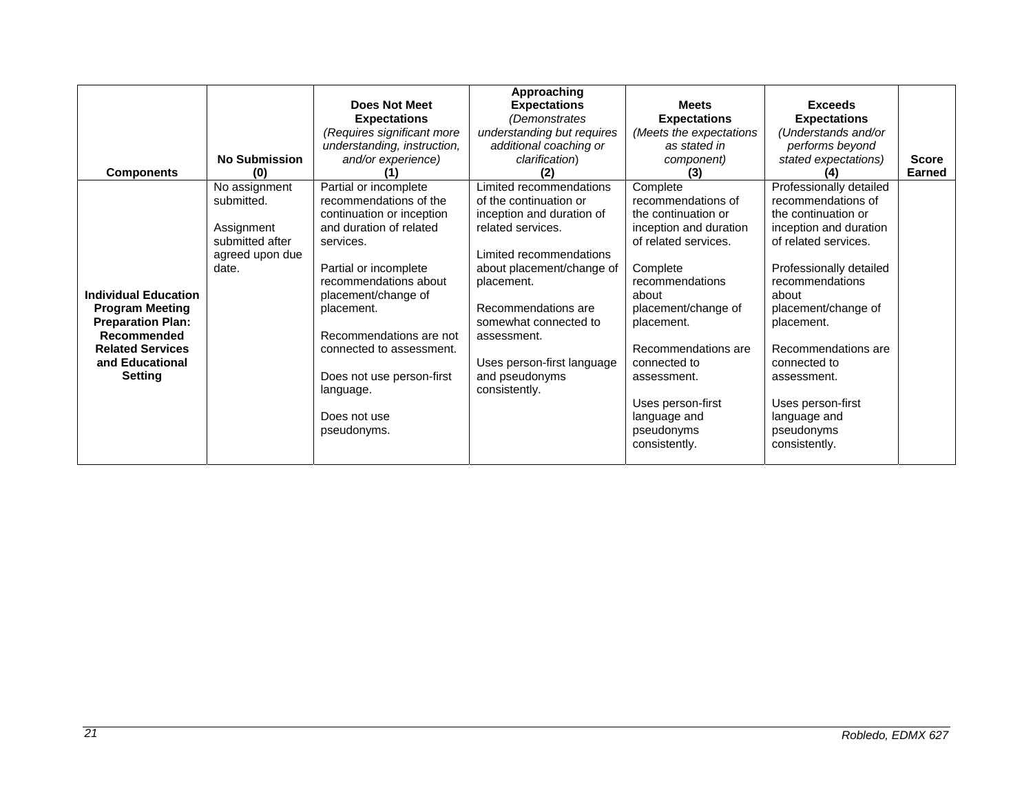| Components | No Submission (0) | Does Not Meet Expectations *(Requires significant more understanding, instruction, and/or experience)* (1) | Approaching Expectations *(Demonstrates understanding but requires additional coaching or clarification)* (2) | Meets Expectations *(Meets the expectations as stated in component)* (3) | Exceeds Expectations *(Understands and/or performs beyond stated expectations)* (4) | Score Earned |
|---|---|---|---|---|---|---|
| **Individual Education Program Meeting Preparation Plan: Recommended Related Services and Educational Setting** | No assignment submitted.<br><br>Assignment submitted after agreed upon due date. | Partial or incomplete recommendations of the continuation or inception and duration of related services.<br><br>Partial or incomplete recommendations about placement/change of placement.<br><br>Recommendations are not connected to assessment.<br><br>Does not use person-first language.<br><br>Does not use pseudonyms. | Limited recommendations of the continuation or inception and duration of related services.<br><br>Limited recommendations about placement/change of placement.<br><br>Recommendations are somewhat connected to assessment.<br><br>Uses person-first language and pseudonyms consistently. | Complete recommendations of the continuation or inception and duration of related services.<br><br>Complete recommendations about placement/change of placement.<br><br>Recommendations are connected to assessment.<br><br>Uses person-first language and pseudonyms consistently. | Professionally detailed recommendations of the continuation or inception and duration of related services.<br><br>Professionally detailed recommendations about placement/change of placement.<br><br>Recommendations are connected to assessment.<br><br>Uses person-first language and pseudonyms consistently. | |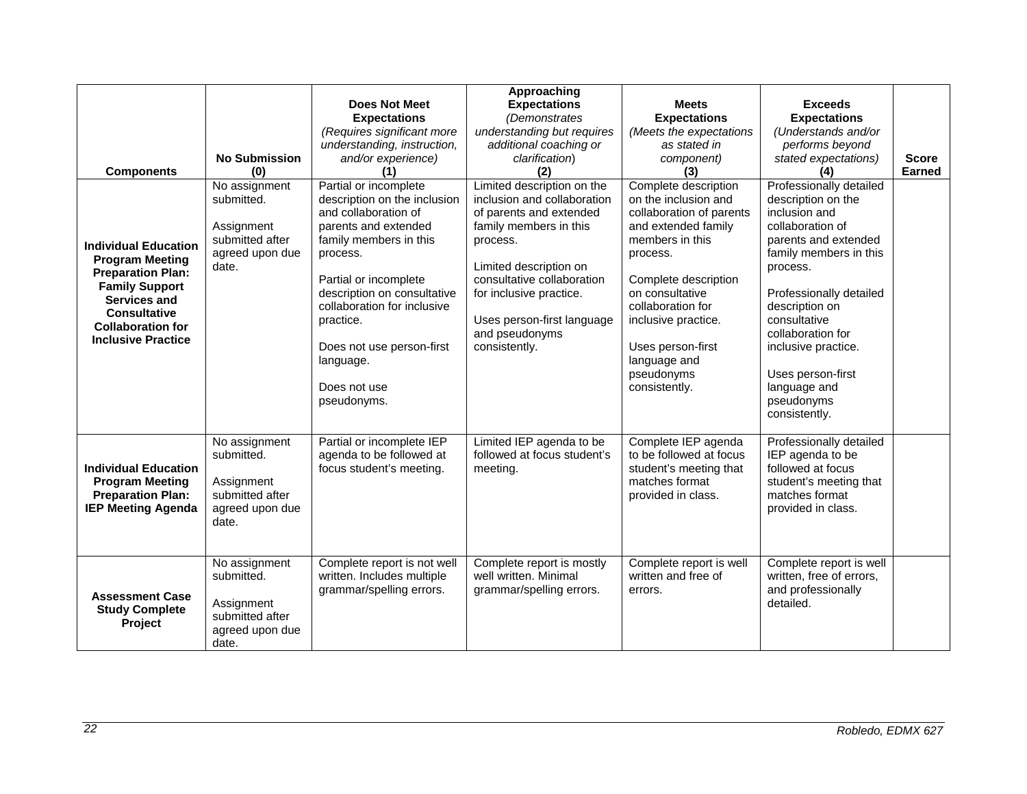| Components | No Submission (0) | Does Not Meet Expectations *(Requires significant more understanding, instruction, and/or experience)* (1) | Approaching Expectations *(Demonstrates understanding but requires additional coaching or clarification)* (2) | Meets Expectations *(Meets the expectations as stated in component)* (3) | Exceeds Expectations *(Understands and/or performs beyond stated expectations)* (4) | Score Earned |
|---|---|---|---|---|---|---|
| **Individual Education Program Meeting Preparation Plan: Family Support Services and Consultative Collaboration for Inclusive Practice** | No assignment submitted.<br><br>Assignment submitted after agreed upon due date. | Partial or incomplete description on the inclusion and collaboration of parents and extended family members in this process.<br><br>Partial or incomplete description on consultative collaboration for inclusive practice.<br><br>Does not use person-first language.<br><br>Does not use pseudonyms. | Limited description on the inclusion and collaboration of parents and extended family members in this process.<br><br>Limited description on consultative collaboration for inclusive practice.<br><br>Uses person-first language and pseudonyms consistently. | Complete description on the inclusion and collaboration of parents and extended family members in this process.<br><br>Complete description on consultative collaboration for inclusive practice.<br><br>Uses person-first language and pseudonyms consistently. | Professionally detailed description on the inclusion and collaboration of parents and extended family members in this process.<br><br>Professionally detailed description on consultative collaboration for inclusive practice.<br><br>Uses person-first language and pseudonyms consistently. | |
| **Individual Education Program Meeting Preparation Plan: IEP Meeting Agenda** | No assignment submitted.<br><br>Assignment submitted after agreed upon due date. | Partial or incomplete IEP agenda to be followed at focus student's meeting. | Limited IEP agenda to be followed at focus student's meeting. | Complete IEP agenda to be followed at focus student's meeting that matches format provided in class. | Professionally detailed IEP agenda to be followed at focus student's meeting that matches format provided in class. | |
| **Assessment Case Study Complete Project** | No assignment submitted.<br><br>Assignment submitted after agreed upon due date. | Complete report is not well written. Includes multiple grammar/spelling errors. | Complete report is mostly well written. Minimal grammar/spelling errors. | Complete report is well written and free of errors. | Complete report is well written, free of errors, and professionally detailed. | |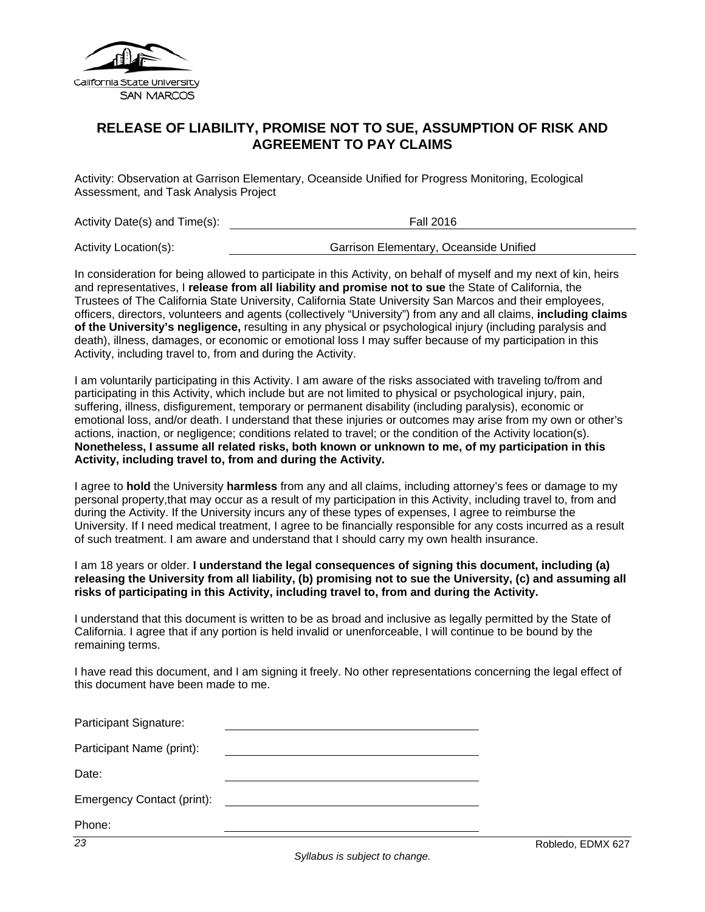California State University
SAN MARCOS

## RELEASE OF LIABILITY, PROMISE NOT TO SUE, ASSUMPTION OF RISK AND AGREEMENT TO PAY CLAIMS

Activity: Observation at Garrison Elementary, Oceanside Unified for Progress Monitoring, Ecological Assessment, and Task Analysis Project

Activity Date(s) and Time(s): Fall 2016

Activity Location(s): Garrison Elementary, Oceanside Unified

In consideration for being allowed to participate in this Activity, on behalf of myself and my next of kin, heirs and representatives, I **release from all liability and promise not to sue** the State of California, the Trustees of The California State University, California State University San Marcos and their employees, officers, directors, volunteers and agents (collectively "University") from any and all claims, **including claims of the University's negligence,** resulting in any physical or psychological injury (including paralysis and death), illness, damages, or economic or emotional loss I may suffer because of my participation in this Activity, including travel to, from and during the Activity.

I am voluntarily participating in this Activity. I am aware of the risks associated with traveling to/from and participating in this Activity, which include but are not limited to physical or psychological injury, pain, suffering, illness, disfigurement, temporary or permanent disability (including paralysis), economic or emotional loss, and/or death. I understand that these injuries or outcomes may arise from my own or other's actions, inaction, or negligence; conditions related to travel; or the condition of the Activity location(s). **Nonetheless, I assume all related risks, both known or unknown to me, of my participation in this Activity, including travel to, from and during the Activity.**

I agree to **hold** the University **harmless** from any and all claims, including attorney's fees or damage to my personal property,that may occur as a result of my participation in this Activity, including travel to, from and during the Activity. If the University incurs any of these types of expenses, I agree to reimburse the University. If I need medical treatment, I agree to be financially responsible for any costs incurred as a result of such treatment. I am aware and understand that I should carry my own health insurance.

I am 18 years or older. **I understand the legal consequences of signing this document, including (a) releasing the University from all liability, (b) promising not to sue the University, (c) and assuming all risks of participating in this Activity, including travel to, from and during the Activity.**

I understand that this document is written to be as broad and inclusive as legally permitted by the State of California. I agree that if any portion is held invalid or unenforceable, I will continue to be bound by the remaining terms.

I have read this document, and I am signing it freely. No other representations concerning the legal effect of this document have been made to me.

Participant Signature: \_\_\_\_\_\_\_\_\_\_\_\_\_\_\_\_\_\_\_\_\_\_\_\_\_\_\_\_

Participant Name (print): \_\_\_\_\_\_\_\_\_\_\_\_\_\_\_\_\_\_\_\_\_\_\_\_\_\_\_\_

Date: \_\_\_\_\_\_\_\_\_\_\_\_\_\_\_\_\_\_\_\_\_\_\_\_\_\_\_\_

Emergency Contact (print): \_\_\_\_\_\_\_\_\_\_\_\_\_\_\_\_\_\_\_\_\_\_\_\_\_\_\_\_

Phone: \_\_\_\_\_\_\_\_\_\_\_\_\_\_\_\_\_\_\_\_\_\_\_\_\_\_\_\_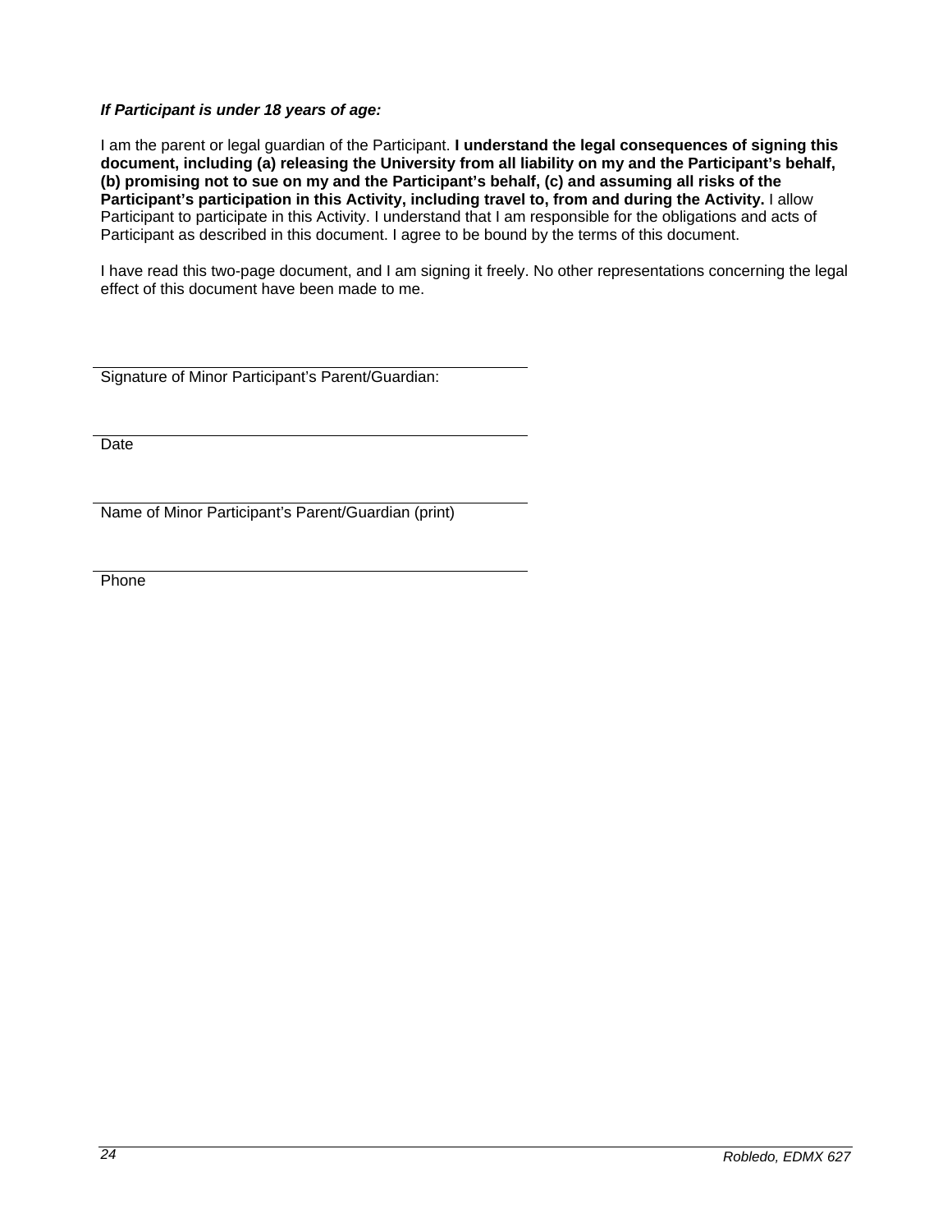***If Participant is under 18 years of age:***

I am the parent or legal guardian of the Participant. **I understand the legal consequences of signing this document, including (a) releasing the University from all liability on my and the Participant's behalf, (b) promising not to sue on my and the Participant's behalf, (c) and assuming all risks of the Participant's participation in this Activity, including travel to, from and during the Activity.** I allow Participant to participate in this Activity. I understand that I am responsible for the obligations and acts of Participant as described in this document. I agree to be bound by the terms of this document.

I have read this two-page document, and I am signing it freely. No other representations concerning the legal effect of this document have been made to me.

\_\_\_\_\_\_\_\_\_\_\_\_\_\_\_\_\_\_\_\_\_\_\_\_\_\_\_\_\_\_\_\_\_\_\_\_\_\_\_\_

Signature of Minor Participant's Parent/Guardian:

\_\_\_\_\_\_\_\_\_\_\_\_\_\_\_\_\_\_\_\_\_\_\_\_\_\_\_\_\_\_\_\_\_\_\_\_\_\_\_\_

Date

\_\_\_\_\_\_\_\_\_\_\_\_\_\_\_\_\_\_\_\_\_\_\_\_\_\_\_\_\_\_\_\_\_\_\_\_\_\_\_\_

Name of Minor Participant's Parent/Guardian (print)

\_\_\_\_\_\_\_\_\_\_\_\_\_\_\_\_\_\_\_\_\_\_\_\_\_\_\_\_\_\_\_\_\_\_\_\_\_\_\_\_

Phone